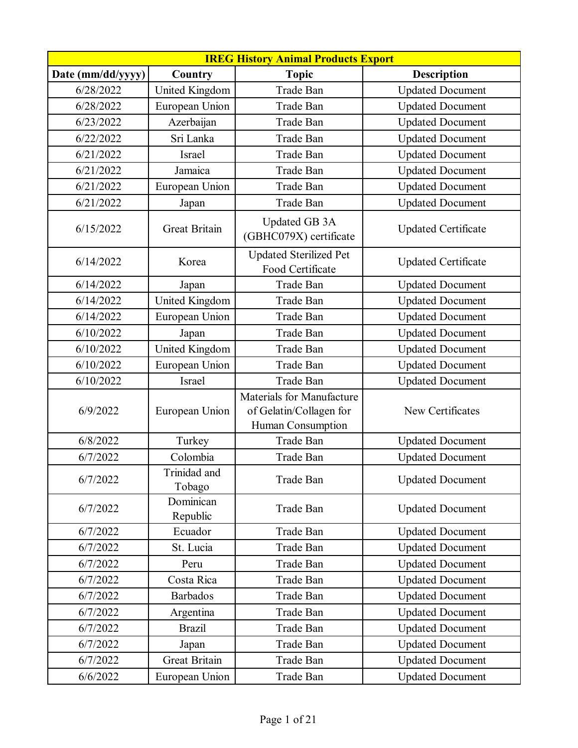| IREG History Animal Products Export | | | |
|---|---|---|---|
| **Date (mm/dd/yyyy)** | **Country** | **Topic** | **Description** |
| 6/28/2022 | United Kingdom | Trade Ban | Updated Document |
| 6/28/2022 | European Union | Trade Ban | Updated Document |
| 6/23/2022 | Azerbaijan | Trade Ban | Updated Document |
| 6/22/2022 | Sri Lanka | Trade Ban | Updated Document |
| 6/21/2022 | Israel | Trade Ban | Updated Document |
| 6/21/2022 | Jamaica | Trade Ban | Updated Document |
| 6/21/2022 | European Union | Trade Ban | Updated Document |
| 6/21/2022 | Japan | Trade Ban | Updated Document |
| 6/15/2022 | Great Britain | Updated GB 3A (GBHC079X) certificate | Updated Certificate |
| 6/14/2022 | Korea | Updated Sterilized Pet Food Certificate | Updated Certificate |
| 6/14/2022 | Japan | Trade Ban | Updated Document |
| 6/14/2022 | United Kingdom | Trade Ban | Updated Document |
| 6/14/2022 | European Union | Trade Ban | Updated Document |
| 6/10/2022 | Japan | Trade Ban | Updated Document |
| 6/10/2022 | United Kingdom | Trade Ban | Updated Document |
| 6/10/2022 | European Union | Trade Ban | Updated Document |
| 6/10/2022 | Israel | Trade Ban | Updated Document |
| 6/9/2022 | European Union | Materials for Manufacture of Gelatin/Collagen for Human Consumption | New Certificates |
| 6/8/2022 | Turkey | Trade Ban | Updated Document |
| 6/7/2022 | Colombia | Trade Ban | Updated Document |
| 6/7/2022 | Trinidad and Tobago | Trade Ban | Updated Document |
| 6/7/2022 | Dominican Republic | Trade Ban | Updated Document |
| 6/7/2022 | Ecuador | Trade Ban | Updated Document |
| 6/7/2022 | St. Lucia | Trade Ban | Updated Document |
| 6/7/2022 | Peru | Trade Ban | Updated Document |
| 6/7/2022 | Costa Rica | Trade Ban | Updated Document |
| 6/7/2022 | Barbados | Trade Ban | Updated Document |
| 6/7/2022 | Argentina | Trade Ban | Updated Document |
| 6/7/2022 | Brazil | Trade Ban | Updated Document |
| 6/7/2022 | Japan | Trade Ban | Updated Document |
| 6/7/2022 | Great Britain | Trade Ban | Updated Document |
| 6/6/2022 | European Union | Trade Ban | Updated Document |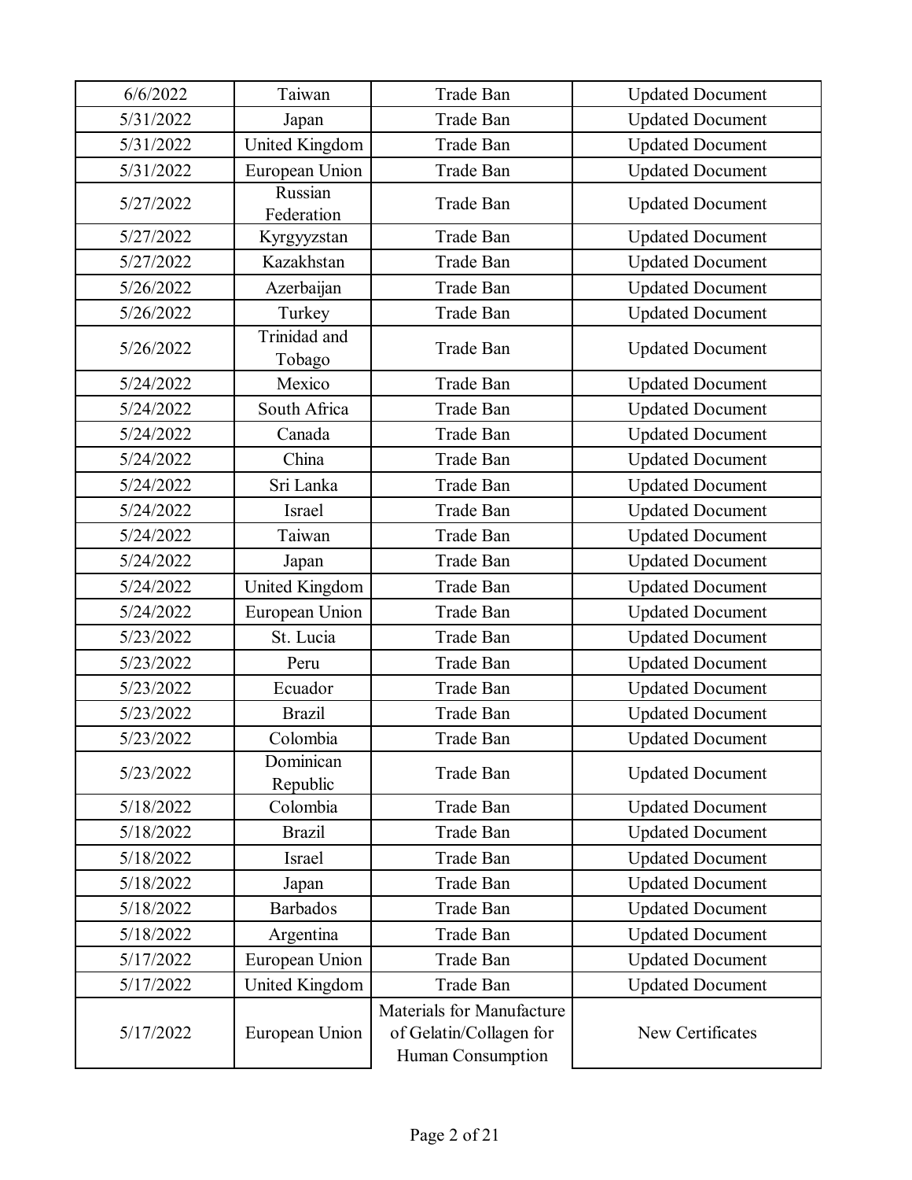| | | | |
|---|---|---|---|
| 6/6/2022 | Taiwan | Trade Ban | Updated Document |
| 5/31/2022 | Japan | Trade Ban | Updated Document |
| 5/31/2022 | United Kingdom | Trade Ban | Updated Document |
| 5/31/2022 | European Union | Trade Ban | Updated Document |
| 5/27/2022 | Russian Federation | Trade Ban | Updated Document |
| 5/27/2022 | Kyrgyyzstan | Trade Ban | Updated Document |
| 5/27/2022 | Kazakhstan | Trade Ban | Updated Document |
| 5/26/2022 | Azerbaijan | Trade Ban | Updated Document |
| 5/26/2022 | Turkey | Trade Ban | Updated Document |
| 5/26/2022 | Trinidad and Tobago | Trade Ban | Updated Document |
| 5/24/2022 | Mexico | Trade Ban | Updated Document |
| 5/24/2022 | South Africa | Trade Ban | Updated Document |
| 5/24/2022 | Canada | Trade Ban | Updated Document |
| 5/24/2022 | China | Trade Ban | Updated Document |
| 5/24/2022 | Sri Lanka | Trade Ban | Updated Document |
| 5/24/2022 | Israel | Trade Ban | Updated Document |
| 5/24/2022 | Taiwan | Trade Ban | Updated Document |
| 5/24/2022 | Japan | Trade Ban | Updated Document |
| 5/24/2022 | United Kingdom | Trade Ban | Updated Document |
| 5/24/2022 | European Union | Trade Ban | Updated Document |
| 5/23/2022 | St. Lucia | Trade Ban | Updated Document |
| 5/23/2022 | Peru | Trade Ban | Updated Document |
| 5/23/2022 | Ecuador | Trade Ban | Updated Document |
| 5/23/2022 | Brazil | Trade Ban | Updated Document |
| 5/23/2022 | Colombia | Trade Ban | Updated Document |
| 5/23/2022 | Dominican Republic | Trade Ban | Updated Document |
| 5/18/2022 | Colombia | Trade Ban | Updated Document |
| 5/18/2022 | Brazil | Trade Ban | Updated Document |
| 5/18/2022 | Israel | Trade Ban | Updated Document |
| 5/18/2022 | Japan | Trade Ban | Updated Document |
| 5/18/2022 | Barbados | Trade Ban | Updated Document |
| 5/18/2022 | Argentina | Trade Ban | Updated Document |
| 5/17/2022 | European Union | Trade Ban | Updated Document |
| 5/17/2022 | United Kingdom | Trade Ban | Updated Document |
| 5/17/2022 | European Union | Materials for Manufacture of Gelatin/Collagen for Human Consumption | New Certificates |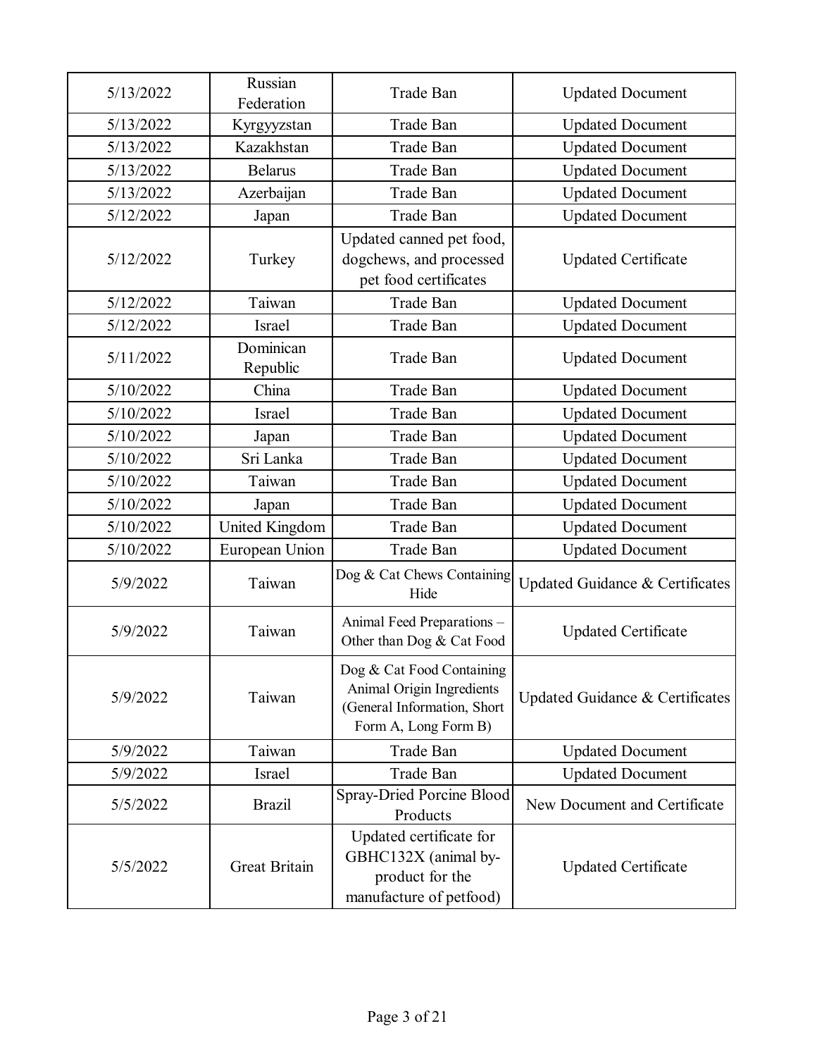| | | | |
|---|---|---|---|
| 5/13/2022 | Russian Federation | Trade Ban | Updated Document |
| 5/13/2022 | Kyrgyyzstan | Trade Ban | Updated Document |
| 5/13/2022 | Kazakhstan | Trade Ban | Updated Document |
| 5/13/2022 | Belarus | Trade Ban | Updated Document |
| 5/13/2022 | Azerbaijan | Trade Ban | Updated Document |
| 5/12/2022 | Japan | Trade Ban | Updated Document |
| 5/12/2022 | Turkey | Updated canned pet food, dogchews, and processed pet food certificates | Updated Certificate |
| 5/12/2022 | Taiwan | Trade Ban | Updated Document |
| 5/12/2022 | Israel | Trade Ban | Updated Document |
| 5/11/2022 | Dominican Republic | Trade Ban | Updated Document |
| 5/10/2022 | China | Trade Ban | Updated Document |
| 5/10/2022 | Israel | Trade Ban | Updated Document |
| 5/10/2022 | Japan | Trade Ban | Updated Document |
| 5/10/2022 | Sri Lanka | Trade Ban | Updated Document |
| 5/10/2022 | Taiwan | Trade Ban | Updated Document |
| 5/10/2022 | Japan | Trade Ban | Updated Document |
| 5/10/2022 | United Kingdom | Trade Ban | Updated Document |
| 5/10/2022 | European Union | Trade Ban | Updated Document |
| 5/9/2022 | Taiwan | Dog & Cat Chews Containing Hide | Updated Guidance & Certificates |
| 5/9/2022 | Taiwan | Animal Feed Preparations – Other than Dog & Cat Food | Updated Certificate |
| 5/9/2022 | Taiwan | Dog & Cat Food Containing Animal Origin Ingredients (General Information, Short Form A, Long Form B) | Updated Guidance & Certificates |
| 5/9/2022 | Taiwan | Trade Ban | Updated Document |
| 5/9/2022 | Israel | Trade Ban | Updated Document |
| 5/5/2022 | Brazil | Spray-Dried Porcine Blood Products | New Document and Certificate |
| 5/5/2022 | Great Britain | Updated certificate for GBHC132X (animal by-product for the manufacture of petfood) | Updated Certificate |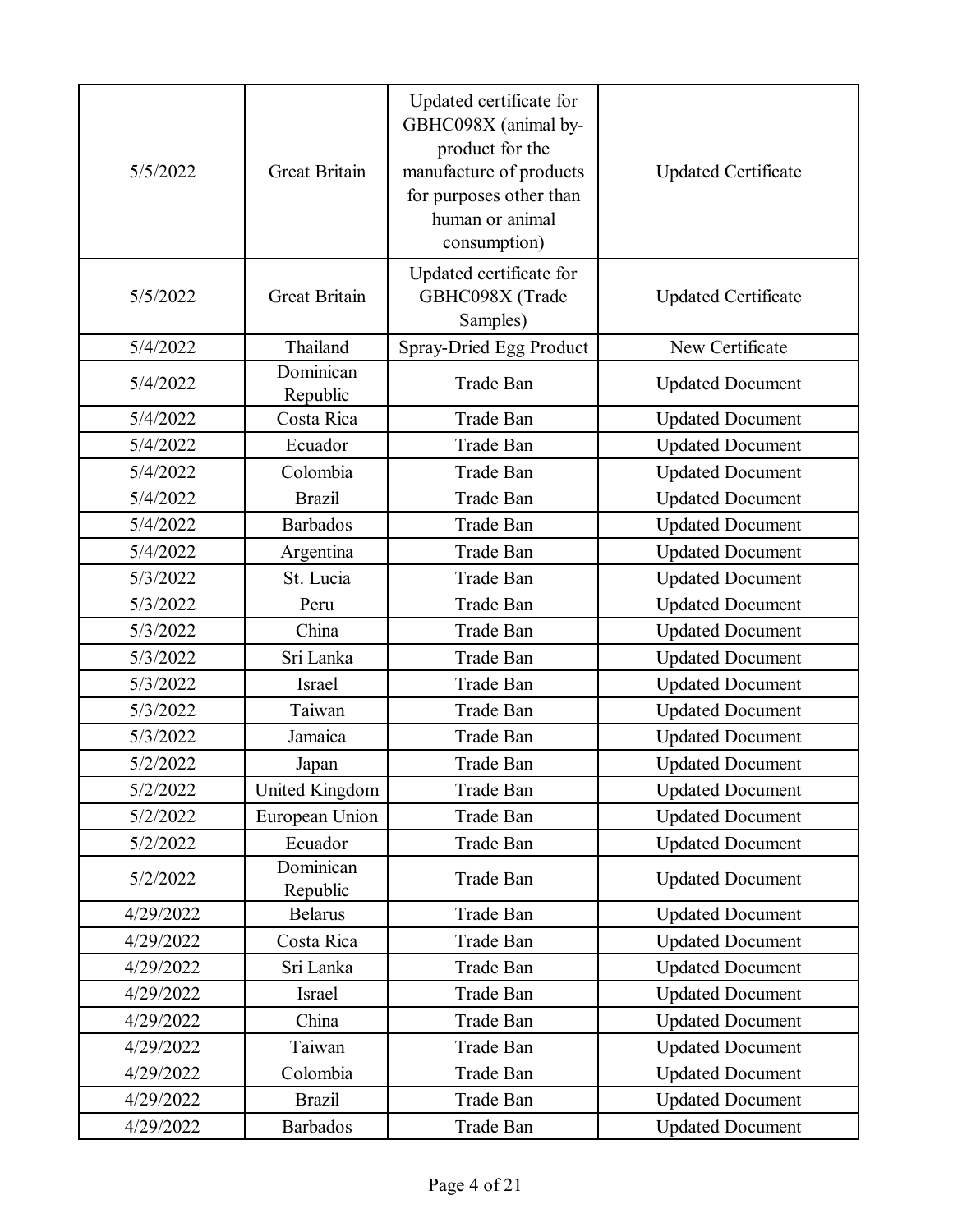| | | | |
|---|---|---|---|
| 5/5/2022 | Great Britain | Updated certificate for GBHC098X (animal by-product for the manufacture of products for purposes other than human or animal consumption) | Updated Certificate |
| 5/5/2022 | Great Britain | Updated certificate for GBHC098X (Trade Samples) | Updated Certificate |
| 5/4/2022 | Thailand | Spray-Dried Egg Product | New Certificate |
| 5/4/2022 | Dominican Republic | Trade Ban | Updated Document |
| 5/4/2022 | Costa Rica | Trade Ban | Updated Document |
| 5/4/2022 | Ecuador | Trade Ban | Updated Document |
| 5/4/2022 | Colombia | Trade Ban | Updated Document |
| 5/4/2022 | Brazil | Trade Ban | Updated Document |
| 5/4/2022 | Barbados | Trade Ban | Updated Document |
| 5/4/2022 | Argentina | Trade Ban | Updated Document |
| 5/3/2022 | St. Lucia | Trade Ban | Updated Document |
| 5/3/2022 | Peru | Trade Ban | Updated Document |
| 5/3/2022 | China | Trade Ban | Updated Document |
| 5/3/2022 | Sri Lanka | Trade Ban | Updated Document |
| 5/3/2022 | Israel | Trade Ban | Updated Document |
| 5/3/2022 | Taiwan | Trade Ban | Updated Document |
| 5/3/2022 | Jamaica | Trade Ban | Updated Document |
| 5/2/2022 | Japan | Trade Ban | Updated Document |
| 5/2/2022 | United Kingdom | Trade Ban | Updated Document |
| 5/2/2022 | European Union | Trade Ban | Updated Document |
| 5/2/2022 | Ecuador | Trade Ban | Updated Document |
| 5/2/2022 | Dominican Republic | Trade Ban | Updated Document |
| 4/29/2022 | Belarus | Trade Ban | Updated Document |
| 4/29/2022 | Costa Rica | Trade Ban | Updated Document |
| 4/29/2022 | Sri Lanka | Trade Ban | Updated Document |
| 4/29/2022 | Israel | Trade Ban | Updated Document |
| 4/29/2022 | China | Trade Ban | Updated Document |
| 4/29/2022 | Taiwan | Trade Ban | Updated Document |
| 4/29/2022 | Colombia | Trade Ban | Updated Document |
| 4/29/2022 | Brazil | Trade Ban | Updated Document |
| 4/29/2022 | Barbados | Trade Ban | Updated Document |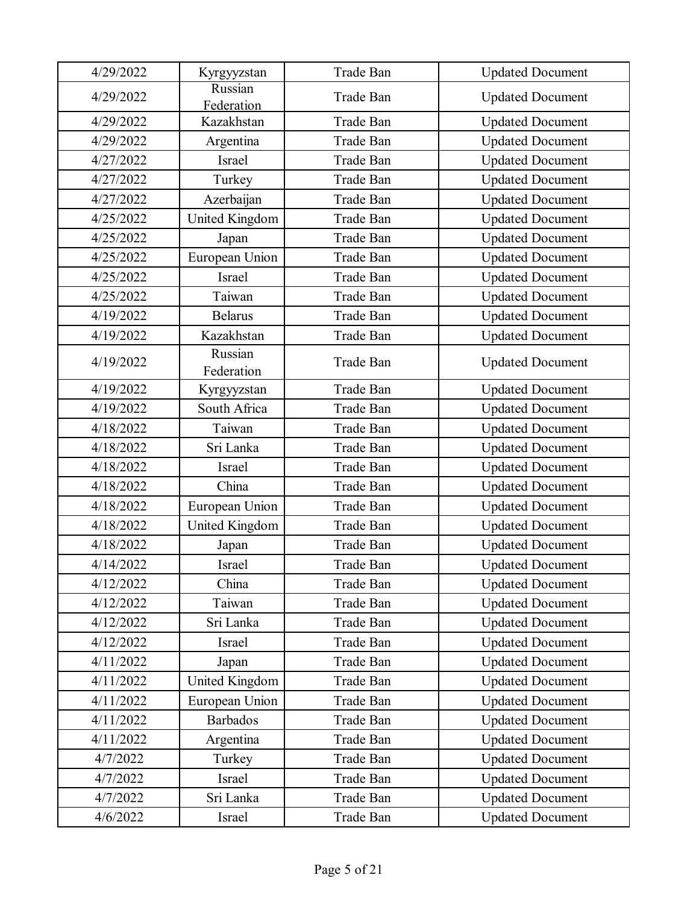| 4/29/2022 | Kyrgyyzstan | Trade Ban | Updated Document |
|---|---|---|---|
| 4/29/2022 | Russian Federation | Trade Ban | Updated Document |
| 4/29/2022 | Kazakhstan | Trade Ban | Updated Document |
| 4/29/2022 | Argentina | Trade Ban | Updated Document |
| 4/27/2022 | Israel | Trade Ban | Updated Document |
| 4/27/2022 | Turkey | Trade Ban | Updated Document |
| 4/27/2022 | Azerbaijan | Trade Ban | Updated Document |
| 4/25/2022 | United Kingdom | Trade Ban | Updated Document |
| 4/25/2022 | Japan | Trade Ban | Updated Document |
| 4/25/2022 | European Union | Trade Ban | Updated Document |
| 4/25/2022 | Israel | Trade Ban | Updated Document |
| 4/25/2022 | Taiwan | Trade Ban | Updated Document |
| 4/19/2022 | Belarus | Trade Ban | Updated Document |
| 4/19/2022 | Kazakhstan | Trade Ban | Updated Document |
| 4/19/2022 | Russian Federation | Trade Ban | Updated Document |
| 4/19/2022 | Kyrgyyzstan | Trade Ban | Updated Document |
| 4/19/2022 | South Africa | Trade Ban | Updated Document |
| 4/18/2022 | Taiwan | Trade Ban | Updated Document |
| 4/18/2022 | Sri Lanka | Trade Ban | Updated Document |
| 4/18/2022 | Israel | Trade Ban | Updated Document |
| 4/18/2022 | China | Trade Ban | Updated Document |
| 4/18/2022 | European Union | Trade Ban | Updated Document |
| 4/18/2022 | United Kingdom | Trade Ban | Updated Document |
| 4/18/2022 | Japan | Trade Ban | Updated Document |
| 4/14/2022 | Israel | Trade Ban | Updated Document |
| 4/12/2022 | China | Trade Ban | Updated Document |
| 4/12/2022 | Taiwan | Trade Ban | Updated Document |
| 4/12/2022 | Sri Lanka | Trade Ban | Updated Document |
| 4/12/2022 | Israel | Trade Ban | Updated Document |
| 4/11/2022 | Japan | Trade Ban | Updated Document |
| 4/11/2022 | United Kingdom | Trade Ban | Updated Document |
| 4/11/2022 | European Union | Trade Ban | Updated Document |
| 4/11/2022 | Barbados | Trade Ban | Updated Document |
| 4/11/2022 | Argentina | Trade Ban | Updated Document |
| 4/7/2022 | Turkey | Trade Ban | Updated Document |
| 4/7/2022 | Israel | Trade Ban | Updated Document |
| 4/7/2022 | Sri Lanka | Trade Ban | Updated Document |
| 4/6/2022 | Israel | Trade Ban | Updated Document |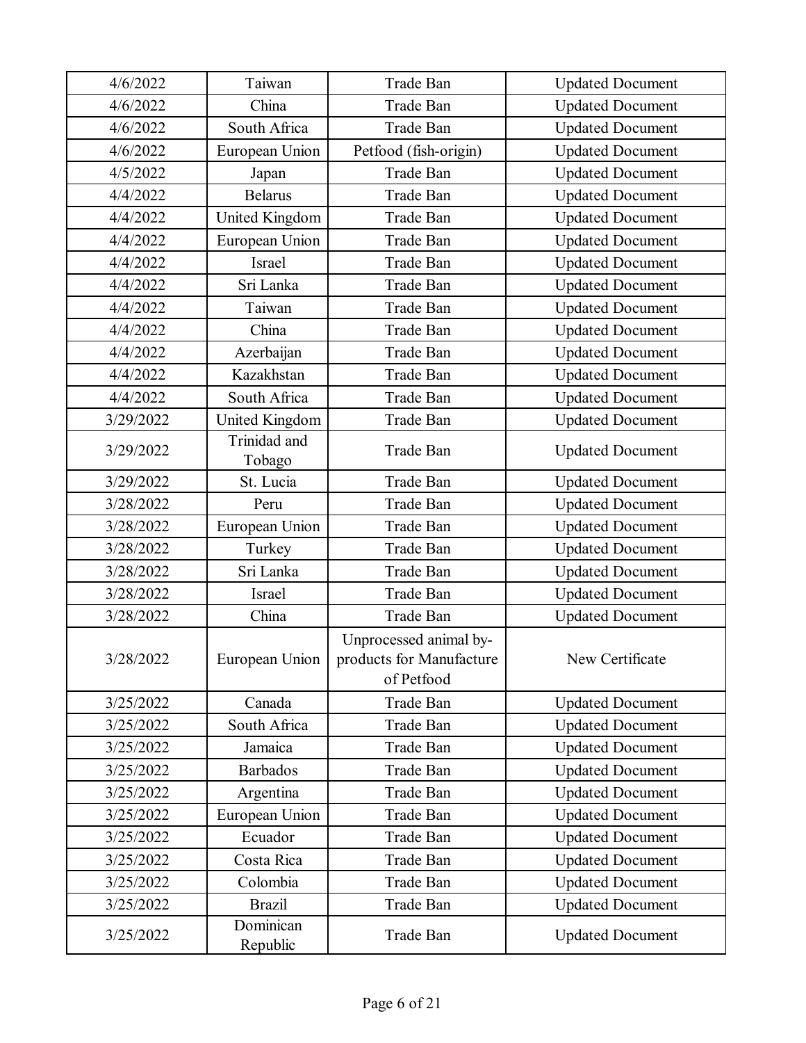| 4/6/2022 | Taiwan | Trade Ban | Updated Document |
|---|---|---|---|
| 4/6/2022 | China | Trade Ban | Updated Document |
| 4/6/2022 | South Africa | Trade Ban | Updated Document |
| 4/6/2022 | European Union | Petfood (fish-origin) | Updated Document |
| 4/5/2022 | Japan | Trade Ban | Updated Document |
| 4/4/2022 | Belarus | Trade Ban | Updated Document |
| 4/4/2022 | United Kingdom | Trade Ban | Updated Document |
| 4/4/2022 | European Union | Trade Ban | Updated Document |
| 4/4/2022 | Israel | Trade Ban | Updated Document |
| 4/4/2022 | Sri Lanka | Trade Ban | Updated Document |
| 4/4/2022 | Taiwan | Trade Ban | Updated Document |
| 4/4/2022 | China | Trade Ban | Updated Document |
| 4/4/2022 | Azerbaijan | Trade Ban | Updated Document |
| 4/4/2022 | Kazakhstan | Trade Ban | Updated Document |
| 4/4/2022 | South Africa | Trade Ban | Updated Document |
| 3/29/2022 | United Kingdom | Trade Ban | Updated Document |
| 3/29/2022 | Trinidad and Tobago | Trade Ban | Updated Document |
| 3/29/2022 | St. Lucia | Trade Ban | Updated Document |
| 3/28/2022 | Peru | Trade Ban | Updated Document |
| 3/28/2022 | European Union | Trade Ban | Updated Document |
| 3/28/2022 | Turkey | Trade Ban | Updated Document |
| 3/28/2022 | Sri Lanka | Trade Ban | Updated Document |
| 3/28/2022 | Israel | Trade Ban | Updated Document |
| 3/28/2022 | China | Trade Ban | Updated Document |
| 3/28/2022 | European Union | Unprocessed animal by-products for Manufacture of Petfood | New Certificate |
| 3/25/2022 | Canada | Trade Ban | Updated Document |
| 3/25/2022 | South Africa | Trade Ban | Updated Document |
| 3/25/2022 | Jamaica | Trade Ban | Updated Document |
| 3/25/2022 | Barbados | Trade Ban | Updated Document |
| 3/25/2022 | Argentina | Trade Ban | Updated Document |
| 3/25/2022 | European Union | Trade Ban | Updated Document |
| 3/25/2022 | Ecuador | Trade Ban | Updated Document |
| 3/25/2022 | Costa Rica | Trade Ban | Updated Document |
| 3/25/2022 | Colombia | Trade Ban | Updated Document |
| 3/25/2022 | Brazil | Trade Ban | Updated Document |
| 3/25/2022 | Dominican Republic | Trade Ban | Updated Document |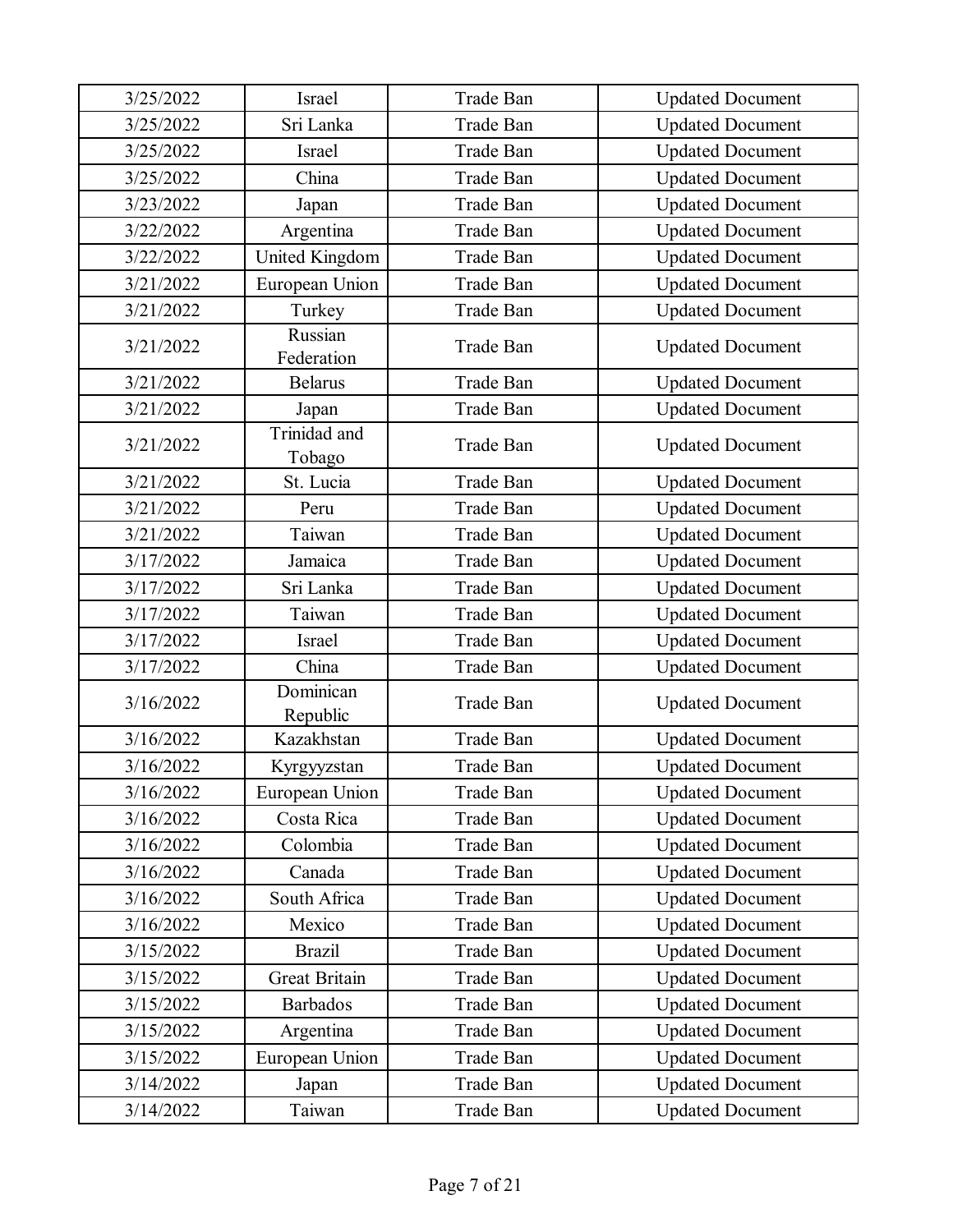| 3/25/2022 | Israel | Trade Ban | Updated Document |
|---|---|---|---|
| 3/25/2022 | Sri Lanka | Trade Ban | Updated Document |
| 3/25/2022 | Israel | Trade Ban | Updated Document |
| 3/25/2022 | China | Trade Ban | Updated Document |
| 3/23/2022 | Japan | Trade Ban | Updated Document |
| 3/22/2022 | Argentina | Trade Ban | Updated Document |
| 3/22/2022 | United Kingdom | Trade Ban | Updated Document |
| 3/21/2022 | European Union | Trade Ban | Updated Document |
| 3/21/2022 | Turkey | Trade Ban | Updated Document |
| 3/21/2022 | Russian Federation | Trade Ban | Updated Document |
| 3/21/2022 | Belarus | Trade Ban | Updated Document |
| 3/21/2022 | Japan | Trade Ban | Updated Document |
| 3/21/2022 | Trinidad and Tobago | Trade Ban | Updated Document |
| 3/21/2022 | St. Lucia | Trade Ban | Updated Document |
| 3/21/2022 | Peru | Trade Ban | Updated Document |
| 3/21/2022 | Taiwan | Trade Ban | Updated Document |
| 3/17/2022 | Jamaica | Trade Ban | Updated Document |
| 3/17/2022 | Sri Lanka | Trade Ban | Updated Document |
| 3/17/2022 | Taiwan | Trade Ban | Updated Document |
| 3/17/2022 | Israel | Trade Ban | Updated Document |
| 3/17/2022 | China | Trade Ban | Updated Document |
| 3/16/2022 | Dominican Republic | Trade Ban | Updated Document |
| 3/16/2022 | Kazakhstan | Trade Ban | Updated Document |
| 3/16/2022 | Kyrgyyzstan | Trade Ban | Updated Document |
| 3/16/2022 | European Union | Trade Ban | Updated Document |
| 3/16/2022 | Costa Rica | Trade Ban | Updated Document |
| 3/16/2022 | Colombia | Trade Ban | Updated Document |
| 3/16/2022 | Canada | Trade Ban | Updated Document |
| 3/16/2022 | South Africa | Trade Ban | Updated Document |
| 3/16/2022 | Mexico | Trade Ban | Updated Document |
| 3/15/2022 | Brazil | Trade Ban | Updated Document |
| 3/15/2022 | Great Britain | Trade Ban | Updated Document |
| 3/15/2022 | Barbados | Trade Ban | Updated Document |
| 3/15/2022 | Argentina | Trade Ban | Updated Document |
| 3/15/2022 | European Union | Trade Ban | Updated Document |
| 3/14/2022 | Japan | Trade Ban | Updated Document |
| 3/14/2022 | Taiwan | Trade Ban | Updated Document |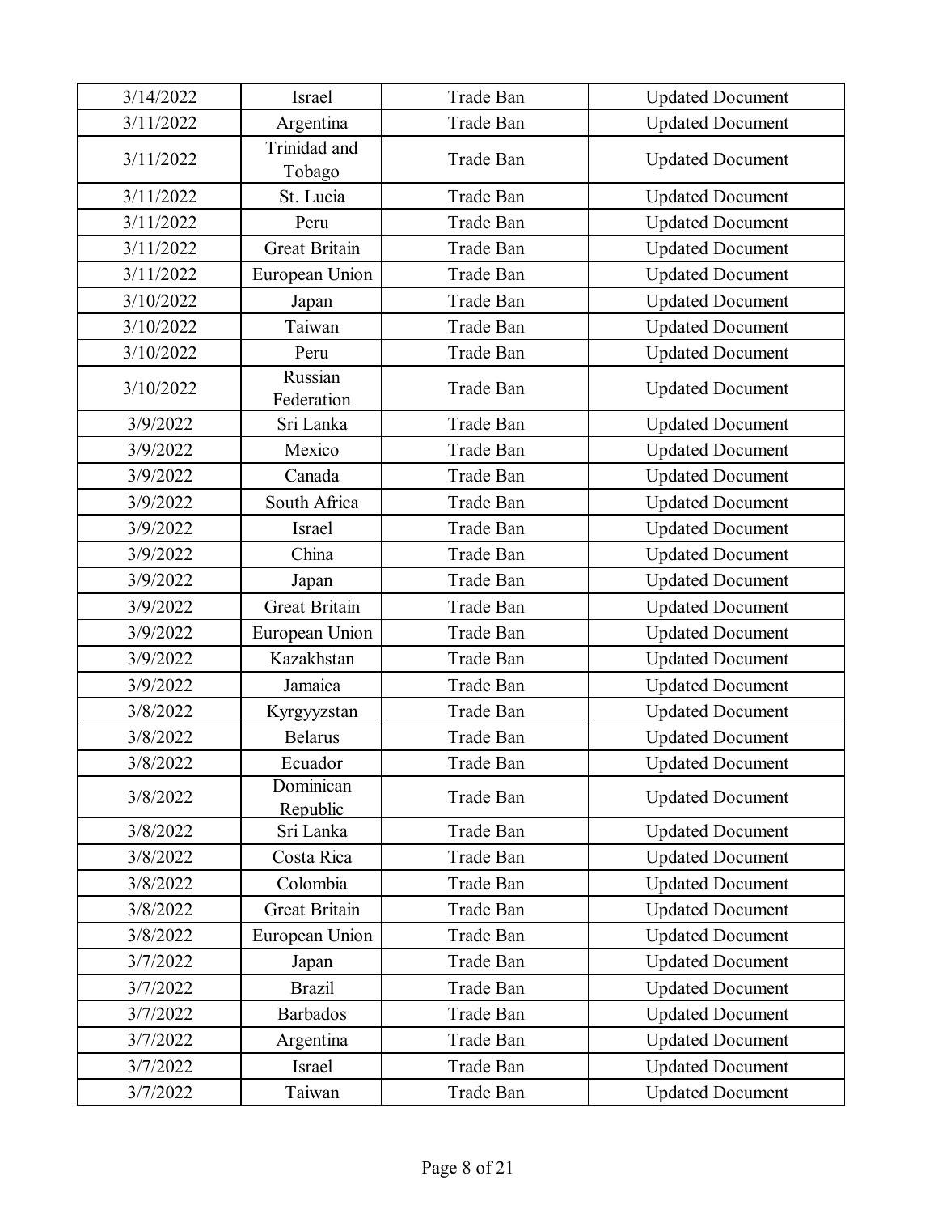| | | | |
|---|---|---|---|
| 3/14/2022 | Israel | Trade Ban | Updated Document |
| 3/11/2022 | Argentina | Trade Ban | Updated Document |
| 3/11/2022 | Trinidad and Tobago | Trade Ban | Updated Document |
| 3/11/2022 | St. Lucia | Trade Ban | Updated Document |
| 3/11/2022 | Peru | Trade Ban | Updated Document |
| 3/11/2022 | Great Britain | Trade Ban | Updated Document |
| 3/11/2022 | European Union | Trade Ban | Updated Document |
| 3/10/2022 | Japan | Trade Ban | Updated Document |
| 3/10/2022 | Taiwan | Trade Ban | Updated Document |
| 3/10/2022 | Peru | Trade Ban | Updated Document |
| 3/10/2022 | Russian Federation | Trade Ban | Updated Document |
| 3/9/2022 | Sri Lanka | Trade Ban | Updated Document |
| 3/9/2022 | Mexico | Trade Ban | Updated Document |
| 3/9/2022 | Canada | Trade Ban | Updated Document |
| 3/9/2022 | South Africa | Trade Ban | Updated Document |
| 3/9/2022 | Israel | Trade Ban | Updated Document |
| 3/9/2022 | China | Trade Ban | Updated Document |
| 3/9/2022 | Japan | Trade Ban | Updated Document |
| 3/9/2022 | Great Britain | Trade Ban | Updated Document |
| 3/9/2022 | European Union | Trade Ban | Updated Document |
| 3/9/2022 | Kazakhstan | Trade Ban | Updated Document |
| 3/9/2022 | Jamaica | Trade Ban | Updated Document |
| 3/8/2022 | Kyrgyyzstan | Trade Ban | Updated Document |
| 3/8/2022 | Belarus | Trade Ban | Updated Document |
| 3/8/2022 | Ecuador | Trade Ban | Updated Document |
| 3/8/2022 | Dominican Republic | Trade Ban | Updated Document |
| 3/8/2022 | Sri Lanka | Trade Ban | Updated Document |
| 3/8/2022 | Costa Rica | Trade Ban | Updated Document |
| 3/8/2022 | Colombia | Trade Ban | Updated Document |
| 3/8/2022 | Great Britain | Trade Ban | Updated Document |
| 3/8/2022 | European Union | Trade Ban | Updated Document |
| 3/7/2022 | Japan | Trade Ban | Updated Document |
| 3/7/2022 | Brazil | Trade Ban | Updated Document |
| 3/7/2022 | Barbados | Trade Ban | Updated Document |
| 3/7/2022 | Argentina | Trade Ban | Updated Document |
| 3/7/2022 | Israel | Trade Ban | Updated Document |
| 3/7/2022 | Taiwan | Trade Ban | Updated Document |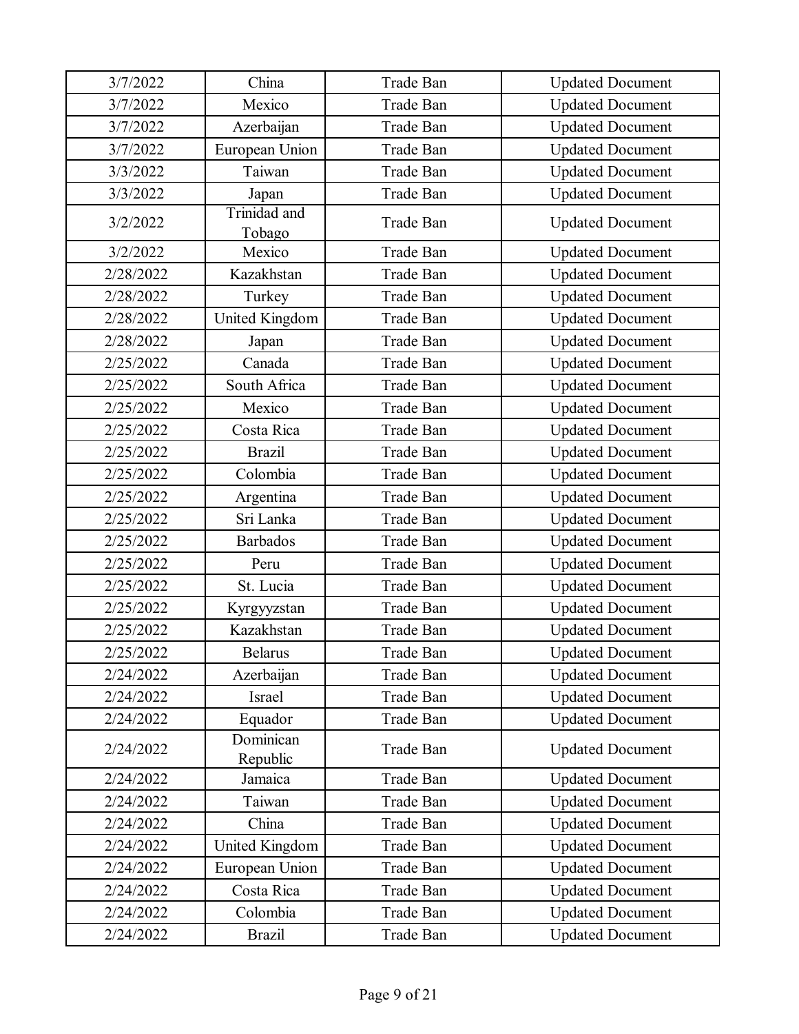| | | | |
|---|---|---|---|
| 3/7/2022 | China | Trade Ban | Updated Document |
| 3/7/2022 | Mexico | Trade Ban | Updated Document |
| 3/7/2022 | Azerbaijan | Trade Ban | Updated Document |
| 3/7/2022 | European Union | Trade Ban | Updated Document |
| 3/3/2022 | Taiwan | Trade Ban | Updated Document |
| 3/3/2022 | Japan | Trade Ban | Updated Document |
| 3/2/2022 | Trinidad and Tobago | Trade Ban | Updated Document |
| 3/2/2022 | Mexico | Trade Ban | Updated Document |
| 2/28/2022 | Kazakhstan | Trade Ban | Updated Document |
| 2/28/2022 | Turkey | Trade Ban | Updated Document |
| 2/28/2022 | United Kingdom | Trade Ban | Updated Document |
| 2/28/2022 | Japan | Trade Ban | Updated Document |
| 2/25/2022 | Canada | Trade Ban | Updated Document |
| 2/25/2022 | South Africa | Trade Ban | Updated Document |
| 2/25/2022 | Mexico | Trade Ban | Updated Document |
| 2/25/2022 | Costa Rica | Trade Ban | Updated Document |
| 2/25/2022 | Brazil | Trade Ban | Updated Document |
| 2/25/2022 | Colombia | Trade Ban | Updated Document |
| 2/25/2022 | Argentina | Trade Ban | Updated Document |
| 2/25/2022 | Sri Lanka | Trade Ban | Updated Document |
| 2/25/2022 | Barbados | Trade Ban | Updated Document |
| 2/25/2022 | Peru | Trade Ban | Updated Document |
| 2/25/2022 | St. Lucia | Trade Ban | Updated Document |
| 2/25/2022 | Kyrgyyzstan | Trade Ban | Updated Document |
| 2/25/2022 | Kazakhstan | Trade Ban | Updated Document |
| 2/25/2022 | Belarus | Trade Ban | Updated Document |
| 2/24/2022 | Azerbaijan | Trade Ban | Updated Document |
| 2/24/2022 | Israel | Trade Ban | Updated Document |
| 2/24/2022 | Equador | Trade Ban | Updated Document |
| 2/24/2022 | Dominican Republic | Trade Ban | Updated Document |
| 2/24/2022 | Jamaica | Trade Ban | Updated Document |
| 2/24/2022 | Taiwan | Trade Ban | Updated Document |
| 2/24/2022 | China | Trade Ban | Updated Document |
| 2/24/2022 | United Kingdom | Trade Ban | Updated Document |
| 2/24/2022 | European Union | Trade Ban | Updated Document |
| 2/24/2022 | Costa Rica | Trade Ban | Updated Document |
| 2/24/2022 | Colombia | Trade Ban | Updated Document |
| 2/24/2022 | Brazil | Trade Ban | Updated Document |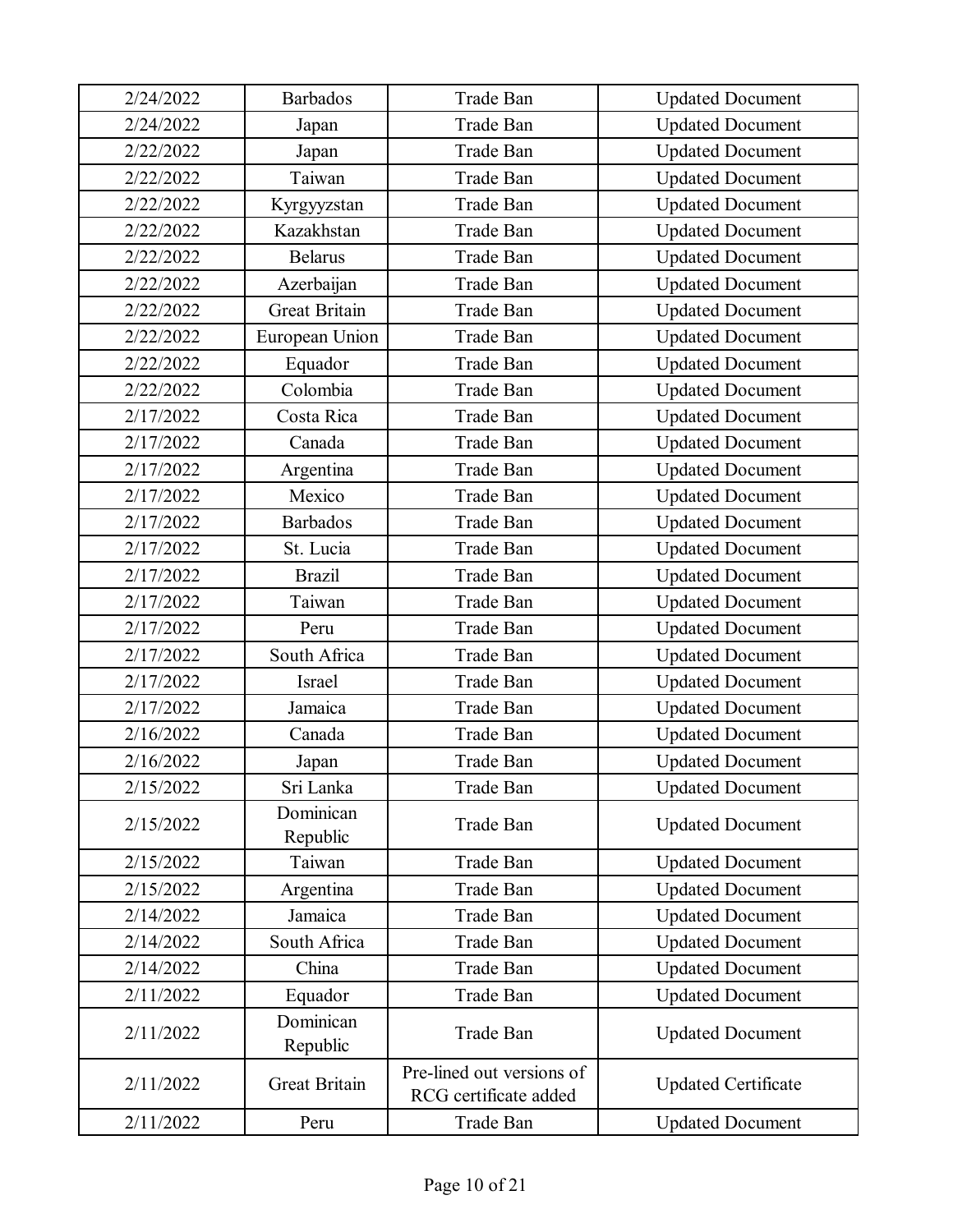| 2/24/2022 | Barbados | Trade Ban | Updated Document |
|---|---|---|---|
| 2/24/2022 | Japan | Trade Ban | Updated Document |
| 2/22/2022 | Japan | Trade Ban | Updated Document |
| 2/22/2022 | Taiwan | Trade Ban | Updated Document |
| 2/22/2022 | Kyrgyyzstan | Trade Ban | Updated Document |
| 2/22/2022 | Kazakhstan | Trade Ban | Updated Document |
| 2/22/2022 | Belarus | Trade Ban | Updated Document |
| 2/22/2022 | Azerbaijan | Trade Ban | Updated Document |
| 2/22/2022 | Great Britain | Trade Ban | Updated Document |
| 2/22/2022 | European Union | Trade Ban | Updated Document |
| 2/22/2022 | Equador | Trade Ban | Updated Document |
| 2/22/2022 | Colombia | Trade Ban | Updated Document |
| 2/17/2022 | Costa Rica | Trade Ban | Updated Document |
| 2/17/2022 | Canada | Trade Ban | Updated Document |
| 2/17/2022 | Argentina | Trade Ban | Updated Document |
| 2/17/2022 | Mexico | Trade Ban | Updated Document |
| 2/17/2022 | Barbados | Trade Ban | Updated Document |
| 2/17/2022 | St. Lucia | Trade Ban | Updated Document |
| 2/17/2022 | Brazil | Trade Ban | Updated Document |
| 2/17/2022 | Taiwan | Trade Ban | Updated Document |
| 2/17/2022 | Peru | Trade Ban | Updated Document |
| 2/17/2022 | South Africa | Trade Ban | Updated Document |
| 2/17/2022 | Israel | Trade Ban | Updated Document |
| 2/17/2022 | Jamaica | Trade Ban | Updated Document |
| 2/16/2022 | Canada | Trade Ban | Updated Document |
| 2/16/2022 | Japan | Trade Ban | Updated Document |
| 2/15/2022 | Sri Lanka | Trade Ban | Updated Document |
| 2/15/2022 | Dominican Republic | Trade Ban | Updated Document |
| 2/15/2022 | Taiwan | Trade Ban | Updated Document |
| 2/15/2022 | Argentina | Trade Ban | Updated Document |
| 2/14/2022 | Jamaica | Trade Ban | Updated Document |
| 2/14/2022 | South Africa | Trade Ban | Updated Document |
| 2/14/2022 | China | Trade Ban | Updated Document |
| 2/11/2022 | Equador | Trade Ban | Updated Document |
| 2/11/2022 | Dominican Republic | Trade Ban | Updated Document |
| 2/11/2022 | Great Britain | Pre-lined out versions of RCG certificate added | Updated Certificate |
| 2/11/2022 | Peru | Trade Ban | Updated Document |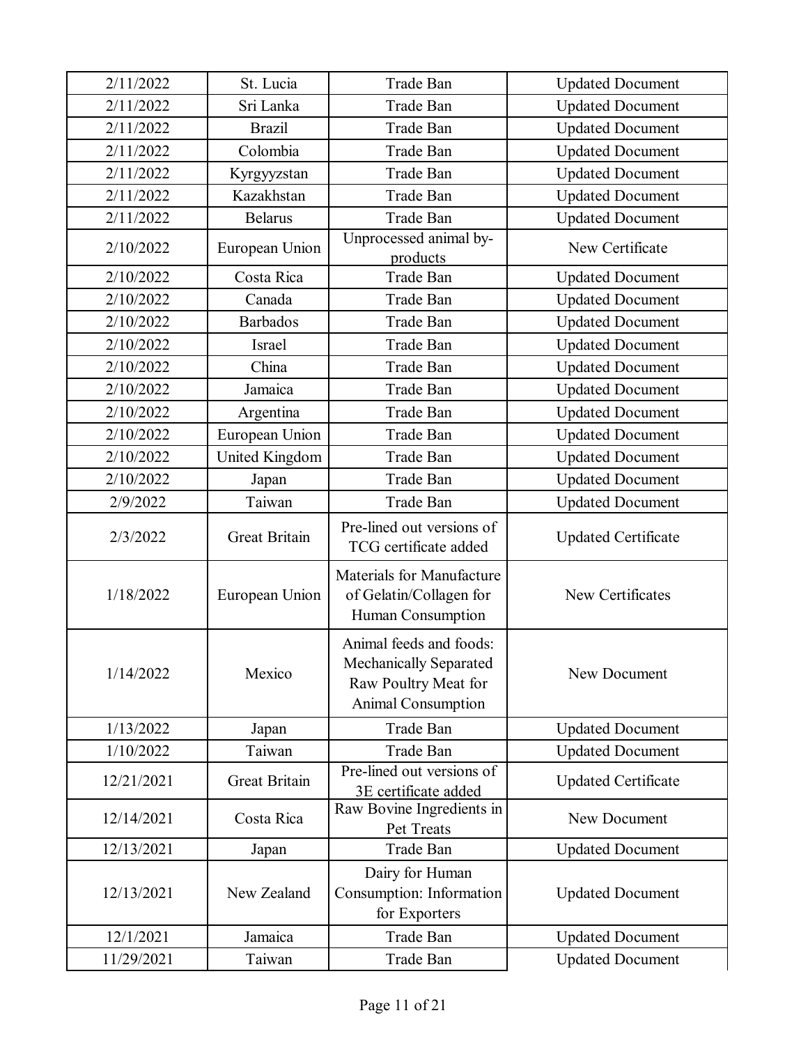| | | | |
|---|---|---|---|
| 2/11/2022 | St. Lucia | Trade Ban | Updated Document |
| 2/11/2022 | Sri Lanka | Trade Ban | Updated Document |
| 2/11/2022 | Brazil | Trade Ban | Updated Document |
| 2/11/2022 | Colombia | Trade Ban | Updated Document |
| 2/11/2022 | Kyrgyyzstan | Trade Ban | Updated Document |
| 2/11/2022 | Kazakhstan | Trade Ban | Updated Document |
| 2/11/2022 | Belarus | Trade Ban | Updated Document |
| 2/10/2022 | European Union | Unprocessed animal by-products | New Certificate |
| 2/10/2022 | Costa Rica | Trade Ban | Updated Document |
| 2/10/2022 | Canada | Trade Ban | Updated Document |
| 2/10/2022 | Barbados | Trade Ban | Updated Document |
| 2/10/2022 | Israel | Trade Ban | Updated Document |
| 2/10/2022 | China | Trade Ban | Updated Document |
| 2/10/2022 | Jamaica | Trade Ban | Updated Document |
| 2/10/2022 | Argentina | Trade Ban | Updated Document |
| 2/10/2022 | European Union | Trade Ban | Updated Document |
| 2/10/2022 | United Kingdom | Trade Ban | Updated Document |
| 2/10/2022 | Japan | Trade Ban | Updated Document |
| 2/9/2022 | Taiwan | Trade Ban | Updated Document |
| 2/3/2022 | Great Britain | Pre-lined out versions of TCG certificate added | Updated Certificate |
| 1/18/2022 | European Union | Materials for Manufacture of Gelatin/Collagen for Human Consumption | New Certificates |
| 1/14/2022 | Mexico | Animal feeds and foods: Mechanically Separated Raw Poultry Meat for Animal Consumption | New Document |
| 1/13/2022 | Japan | Trade Ban | Updated Document |
| 1/10/2022 | Taiwan | Trade Ban | Updated Document |
| 12/21/2021 | Great Britain | Pre-lined out versions of 3E certificate added | Updated Certificate |
| 12/14/2021 | Costa Rica | Raw Bovine Ingredients in Pet Treats | New Document |
| 12/13/2021 | Japan | Trade Ban | Updated Document |
| 12/13/2021 | New Zealand | Dairy for Human Consumption: Information for Exporters | Updated Document |
| 12/1/2021 | Jamaica | Trade Ban | Updated Document |
| 11/29/2021 | Taiwan | Trade Ban | Updated Document |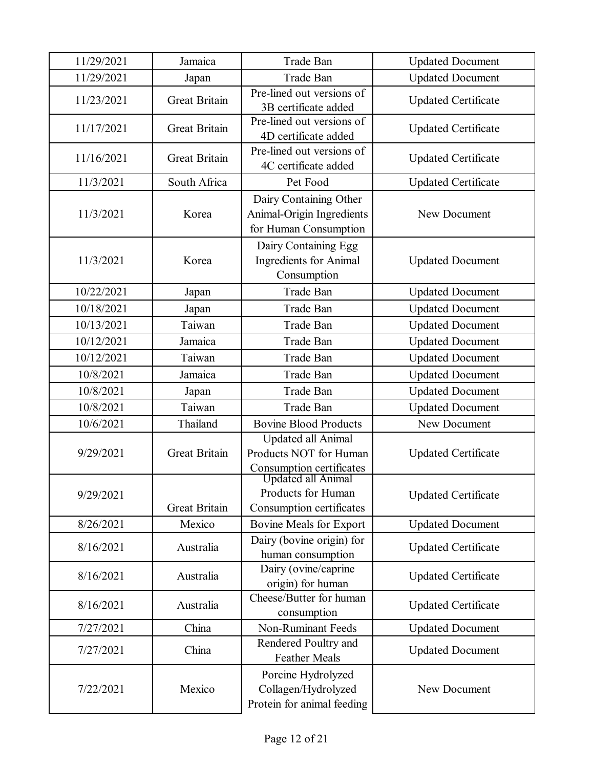| 11/29/2021 | Jamaica | Trade Ban | Updated Document |
|---|---|---|---|
| 11/29/2021 | Japan | Trade Ban | Updated Document |
| 11/23/2021 | Great Britain | Pre-lined out versions of 3B certificate added | Updated Certificate |
| 11/17/2021 | Great Britain | Pre-lined out versions of 4D certificate added | Updated Certificate |
| 11/16/2021 | Great Britain | Pre-lined out versions of 4C certificate added | Updated Certificate |
| 11/3/2021 | South Africa | Pet Food | Updated Certificate |
| 11/3/2021 | Korea | Dairy Containing Other Animal-Origin Ingredients for Human Consumption | New Document |
| 11/3/2021 | Korea | Dairy Containing Egg Ingredients for Animal Consumption | Updated Document |
| 10/22/2021 | Japan | Trade Ban | Updated Document |
| 10/18/2021 | Japan | Trade Ban | Updated Document |
| 10/13/2021 | Taiwan | Trade Ban | Updated Document |
| 10/12/2021 | Jamaica | Trade Ban | Updated Document |
| 10/12/2021 | Taiwan | Trade Ban | Updated Document |
| 10/8/2021 | Jamaica | Trade Ban | Updated Document |
| 10/8/2021 | Japan | Trade Ban | Updated Document |
| 10/8/2021 | Taiwan | Trade Ban | Updated Document |
| 10/6/2021 | Thailand | Bovine Blood Products | New Document |
| 9/29/2021 | Great Britain | Updated all Animal Products NOT for Human Consumption certificates | Updated Certificate |
| 9/29/2021 | Great Britain | Updated all Animal Products for Human Consumption certificates | Updated Certificate |
| 8/26/2021 | Mexico | Bovine Meals for Export | Updated Document |
| 8/16/2021 | Australia | Dairy (bovine origin) for human consumption | Updated Certificate |
| 8/16/2021 | Australia | Dairy (ovine/caprine origin) for human | Updated Certificate |
| 8/16/2021 | Australia | Cheese/Butter for human consumption | Updated Certificate |
| 7/27/2021 | China | Non-Ruminant Feeds | Updated Document |
| 7/27/2021 | China | Rendered Poultry and Feather Meals | Updated Document |
| 7/22/2021 | Mexico | Porcine Hydrolyzed Collagen/Hydrolyzed Protein for animal feeding | New Document |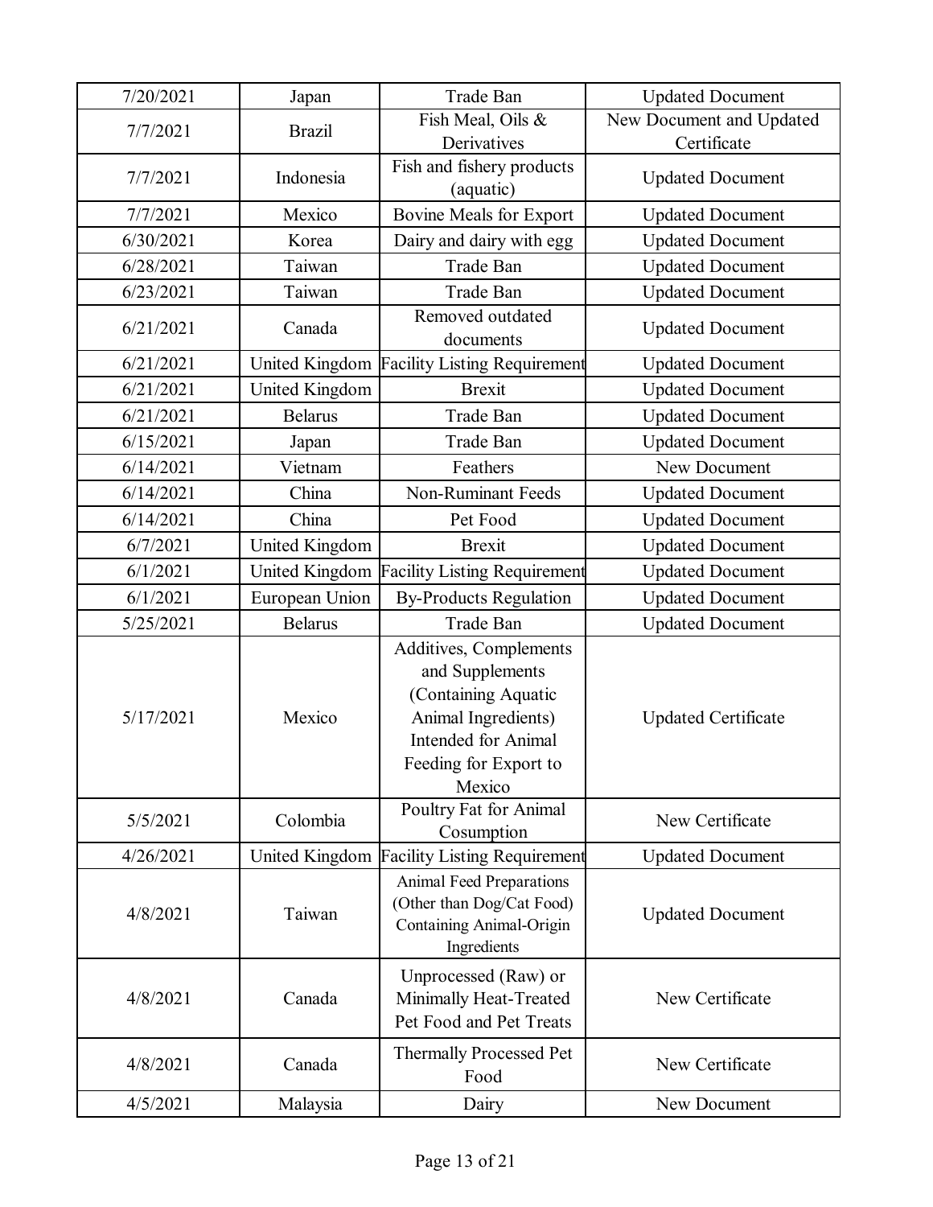| 7/20/2021 | Japan | Trade Ban | Updated Document |
|---|---|---|---|
| 7/7/2021 | Brazil | Fish Meal, Oils & Derivatives | New Document and Updated Certificate |
| 7/7/2021 | Indonesia | Fish and fishery products (aquatic) | Updated Document |
| 7/7/2021 | Mexico | Bovine Meals for Export | Updated Document |
| 6/30/2021 | Korea | Dairy and dairy with egg | Updated Document |
| 6/28/2021 | Taiwan | Trade Ban | Updated Document |
| 6/23/2021 | Taiwan | Trade Ban | Updated Document |
| 6/21/2021 | Canada | Removed outdated documents | Updated Document |
| 6/21/2021 | United Kingdom | Facility Listing Requirement | Updated Document |
| 6/21/2021 | United Kingdom | Brexit | Updated Document |
| 6/21/2021 | Belarus | Trade Ban | Updated Document |
| 6/15/2021 | Japan | Trade Ban | Updated Document |
| 6/14/2021 | Vietnam | Feathers | New Document |
| 6/14/2021 | China | Non-Ruminant Feeds | Updated Document |
| 6/14/2021 | China | Pet Food | Updated Document |
| 6/7/2021 | United Kingdom | Brexit | Updated Document |
| 6/1/2021 | United Kingdom | Facility Listing Requirement | Updated Document |
| 6/1/2021 | European Union | By-Products Regulation | Updated Document |
| 5/25/2021 | Belarus | Trade Ban | Updated Document |
| 5/17/2021 | Mexico | Additives, Complements and Supplements (Containing Aquatic Animal Ingredients) Intended for Animal Feeding for Export to Mexico | Updated Certificate |
| 5/5/2021 | Colombia | Poultry Fat for Animal Cosumption | New Certificate |
| 4/26/2021 | United Kingdom | Facility Listing Requirement | Updated Document |
| 4/8/2021 | Taiwan | Animal Feed Preparations (Other than Dog/Cat Food) Containing Animal-Origin Ingredients | Updated Document |
| 4/8/2021 | Canada | Unprocessed (Raw) or Minimally Heat-Treated Pet Food and Pet Treats | New Certificate |
| 4/8/2021 | Canada | Thermally Processed Pet Food | New Certificate |
| 4/5/2021 | Malaysia | Dairy | New Document |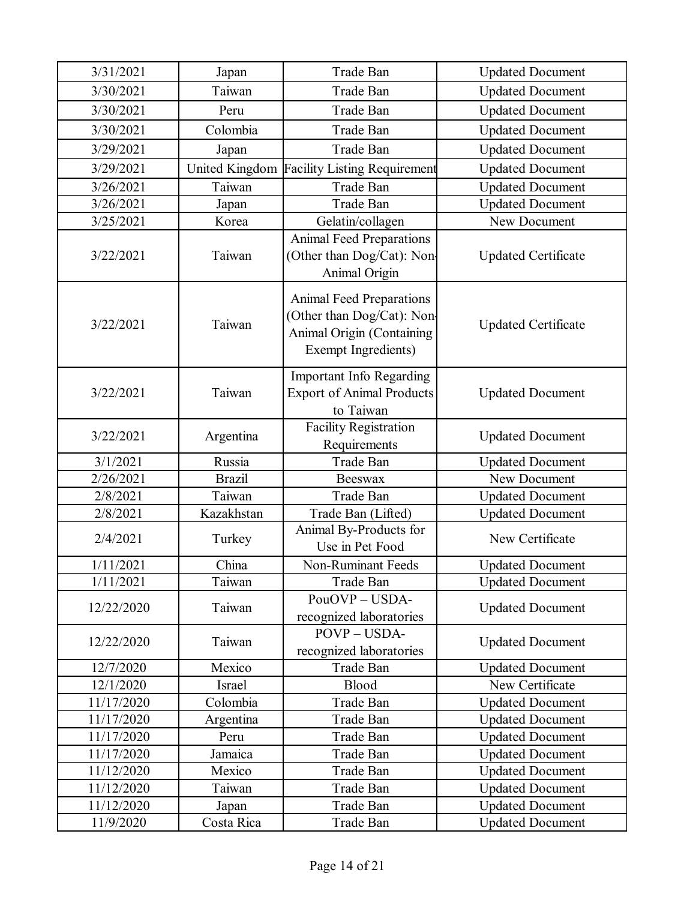| 3/31/2021 | Japan | Trade Ban | Updated Document |
|---|---|---|---|
| 3/30/2021 | Taiwan | Trade Ban | Updated Document |
| 3/30/2021 | Peru | Trade Ban | Updated Document |
| 3/30/2021 | Colombia | Trade Ban | Updated Document |
| 3/29/2021 | Japan | Trade Ban | Updated Document |
| 3/29/2021 | United Kingdom | Facility Listing Requirement | Updated Document |
| 3/26/2021 | Taiwan | Trade Ban | Updated Document |
| 3/26/2021 | Japan | Trade Ban | Updated Document |
| 3/25/2021 | Korea | Gelatin/collagen | New Document |
| 3/22/2021 | Taiwan | Animal Feed Preparations (Other than Dog/Cat): Non-Animal Origin | Updated Certificate |
| 3/22/2021 | Taiwan | Animal Feed Preparations (Other than Dog/Cat): Non-Animal Origin (Containing Exempt Ingredients) | Updated Certificate |
| 3/22/2021 | Taiwan | Important Info Regarding Export of Animal Products to Taiwan | Updated Document |
| 3/22/2021 | Argentina | Facility Registration Requirements | Updated Document |
| 3/1/2021 | Russia | Trade Ban | Updated Document |
| 2/26/2021 | Brazil | Beeswax | New Document |
| 2/8/2021 | Taiwan | Trade Ban | Updated Document |
| 2/8/2021 | Kazakhstan | Trade Ban (Lifted) | Updated Document |
| 2/4/2021 | Turkey | Animal By-Products for Use in Pet Food | New Certificate |
| 1/11/2021 | China | Non-Ruminant Feeds | Updated Document |
| 1/11/2021 | Taiwan | Trade Ban | Updated Document |
| 12/22/2020 | Taiwan | PouOVP – USDA-recognized laboratories | Updated Document |
| 12/22/2020 | Taiwan | POVP – USDA-recognized laboratories | Updated Document |
| 12/7/2020 | Mexico | Trade Ban | Updated Document |
| 12/1/2020 | Israel | Blood | New Certificate |
| 11/17/2020 | Colombia | Trade Ban | Updated Document |
| 11/17/2020 | Argentina | Trade Ban | Updated Document |
| 11/17/2020 | Peru | Trade Ban | Updated Document |
| 11/17/2020 | Jamaica | Trade Ban | Updated Document |
| 11/12/2020 | Mexico | Trade Ban | Updated Document |
| 11/12/2020 | Taiwan | Trade Ban | Updated Document |
| 11/12/2020 | Japan | Trade Ban | Updated Document |
| 11/9/2020 | Costa Rica | Trade Ban | Updated Document |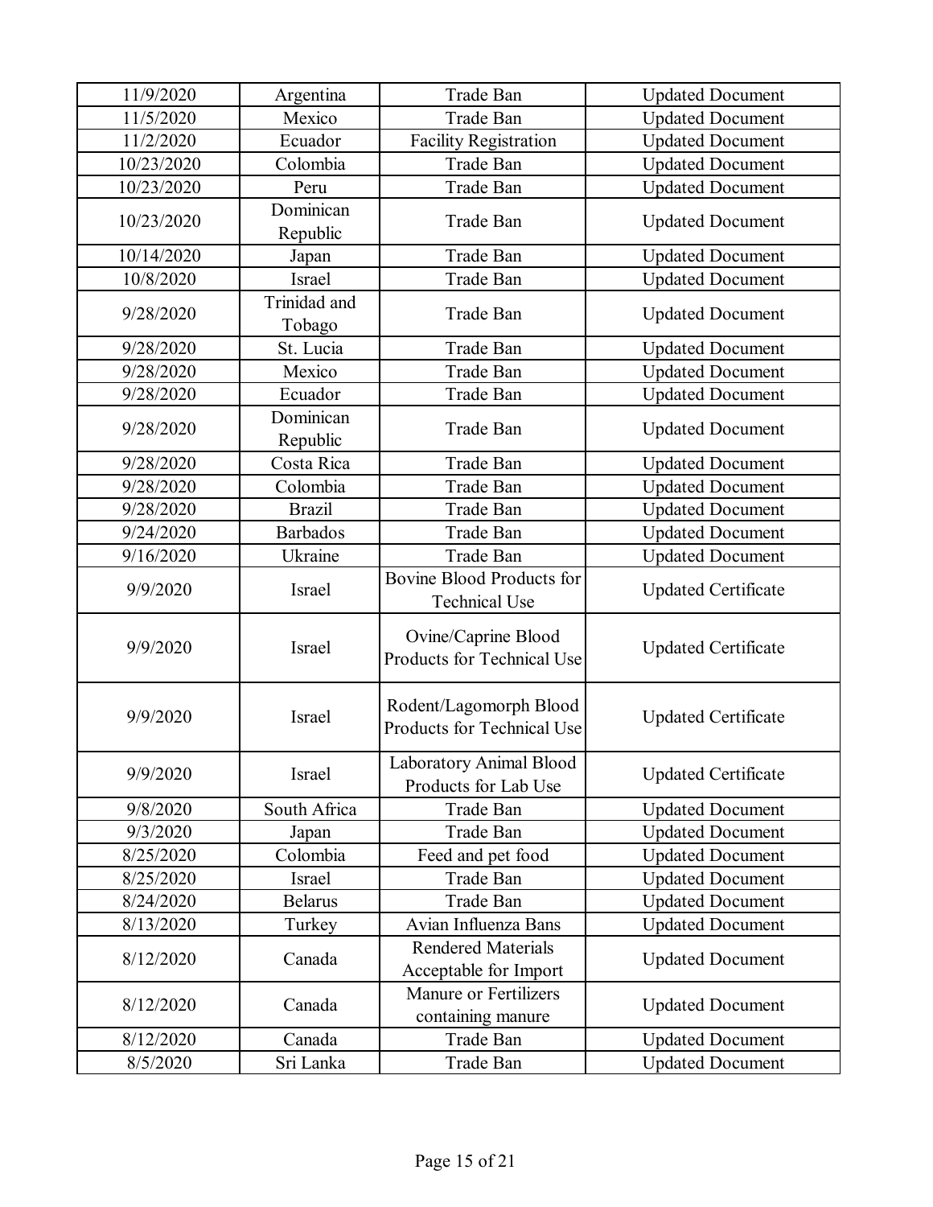| | | | |
|---|---|---|---|
| 11/9/2020 | Argentina | Trade Ban | Updated Document |
| 11/5/2020 | Mexico | Trade Ban | Updated Document |
| 11/2/2020 | Ecuador | Facility Registration | Updated Document |
| 10/23/2020 | Colombia | Trade Ban | Updated Document |
| 10/23/2020 | Peru | Trade Ban | Updated Document |
| 10/23/2020 | Dominican Republic | Trade Ban | Updated Document |
| 10/14/2020 | Japan | Trade Ban | Updated Document |
| 10/8/2020 | Israel | Trade Ban | Updated Document |
| 9/28/2020 | Trinidad and Tobago | Trade Ban | Updated Document |
| 9/28/2020 | St. Lucia | Trade Ban | Updated Document |
| 9/28/2020 | Mexico | Trade Ban | Updated Document |
| 9/28/2020 | Ecuador | Trade Ban | Updated Document |
| 9/28/2020 | Dominican Republic | Trade Ban | Updated Document |
| 9/28/2020 | Costa Rica | Trade Ban | Updated Document |
| 9/28/2020 | Colombia | Trade Ban | Updated Document |
| 9/28/2020 | Brazil | Trade Ban | Updated Document |
| 9/24/2020 | Barbados | Trade Ban | Updated Document |
| 9/16/2020 | Ukraine | Trade Ban | Updated Document |
| 9/9/2020 | Israel | Bovine Blood Products for Technical Use | Updated Certificate |
| 9/9/2020 | Israel | Ovine/Caprine Blood Products for Technical Use | Updated Certificate |
| 9/9/2020 | Israel | Rodent/Lagomorph Blood Products for Technical Use | Updated Certificate |
| 9/9/2020 | Israel | Laboratory Animal Blood Products for Lab Use | Updated Certificate |
| 9/8/2020 | South Africa | Trade Ban | Updated Document |
| 9/3/2020 | Japan | Trade Ban | Updated Document |
| 8/25/2020 | Colombia | Feed and pet food | Updated Document |
| 8/25/2020 | Israel | Trade Ban | Updated Document |
| 8/24/2020 | Belarus | Trade Ban | Updated Document |
| 8/13/2020 | Turkey | Avian Influenza Bans | Updated Document |
| 8/12/2020 | Canada | Rendered Materials Acceptable for Import | Updated Document |
| 8/12/2020 | Canada | Manure or Fertilizers containing manure | Updated Document |
| 8/12/2020 | Canada | Trade Ban | Updated Document |
| 8/5/2020 | Sri Lanka | Trade Ban | Updated Document |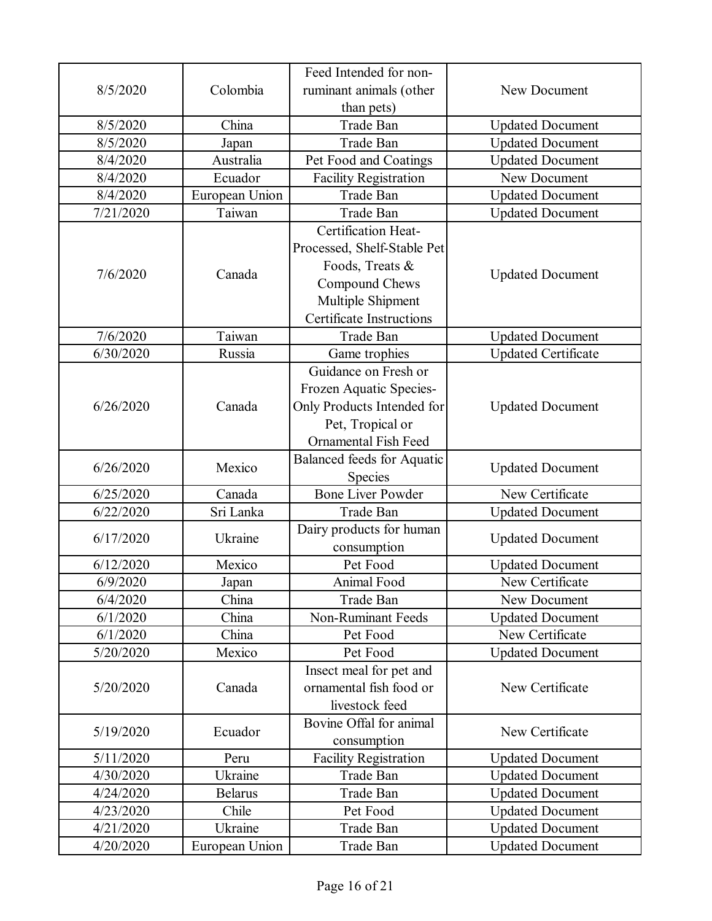| | | | |
|---|---|---|---|
| 8/5/2020 | Colombia | Feed Intended for non-ruminant animals (other than pets) | New Document |
| 8/5/2020 | China | Trade Ban | Updated Document |
| 8/5/2020 | Japan | Trade Ban | Updated Document |
| 8/4/2020 | Australia | Pet Food and Coatings | Updated Document |
| 8/4/2020 | Ecuador | Facility Registration | New Document |
| 8/4/2020 | European Union | Trade Ban | Updated Document |
| 7/21/2020 | Taiwan | Trade Ban | Updated Document |
| 7/6/2020 | Canada | Certification Heat-Processed, Shelf-Stable Pet Foods, Treats & Compound Chews Multiple Shipment Certificate Instructions | Updated Document |
| 7/6/2020 | Taiwan | Trade Ban | Updated Document |
| 6/30/2020 | Russia | Game trophies | Updated Certificate |
| 6/26/2020 | Canada | Guidance on Fresh or Frozen Aquatic Species-Only Products Intended for Pet, Tropical or Ornamental Fish Feed | Updated Document |
| 6/26/2020 | Mexico | Balanced feeds for Aquatic Species | Updated Document |
| 6/25/2020 | Canada | Bone Liver Powder | New Certificate |
| 6/22/2020 | Sri Lanka | Trade Ban | Updated Document |
| 6/17/2020 | Ukraine | Dairy products for human consumption | Updated Document |
| 6/12/2020 | Mexico | Pet Food | Updated Document |
| 6/9/2020 | Japan | Animal Food | New Certificate |
| 6/4/2020 | China | Trade Ban | New Document |
| 6/1/2020 | China | Non-Ruminant Feeds | Updated Document |
| 6/1/2020 | China | Pet Food | New Certificate |
| 5/20/2020 | Mexico | Pet Food | Updated Document |
| 5/20/2020 | Canada | Insect meal for pet and ornamental fish food or livestock feed | New Certificate |
| 5/19/2020 | Ecuador | Bovine Offal for animal consumption | New Certificate |
| 5/11/2020 | Peru | Facility Registration | Updated Document |
| 4/30/2020 | Ukraine | Trade Ban | Updated Document |
| 4/24/2020 | Belarus | Trade Ban | Updated Document |
| 4/23/2020 | Chile | Pet Food | Updated Document |
| 4/21/2020 | Ukraine | Trade Ban | Updated Document |
| 4/20/2020 | European Union | Trade Ban | Updated Document |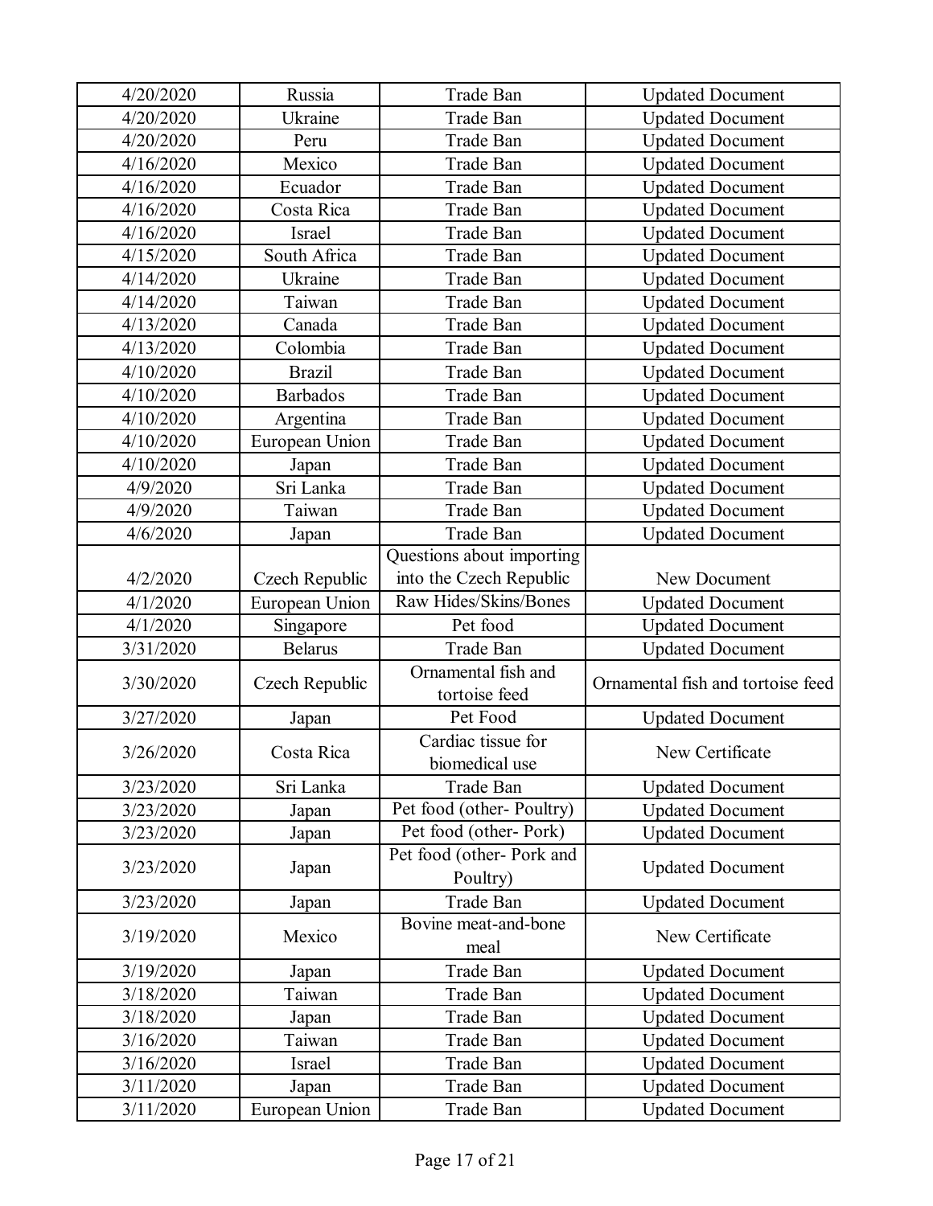| 4/20/2020 | Russia | Trade Ban | Updated Document |
|---|---|---|---|
| 4/20/2020 | Ukraine | Trade Ban | Updated Document |
| 4/20/2020 | Peru | Trade Ban | Updated Document |
| 4/16/2020 | Mexico | Trade Ban | Updated Document |
| 4/16/2020 | Ecuador | Trade Ban | Updated Document |
| 4/16/2020 | Costa Rica | Trade Ban | Updated Document |
| 4/16/2020 | Israel | Trade Ban | Updated Document |
| 4/15/2020 | South Africa | Trade Ban | Updated Document |
| 4/14/2020 | Ukraine | Trade Ban | Updated Document |
| 4/14/2020 | Taiwan | Trade Ban | Updated Document |
| 4/13/2020 | Canada | Trade Ban | Updated Document |
| 4/13/2020 | Colombia | Trade Ban | Updated Document |
| 4/10/2020 | Brazil | Trade Ban | Updated Document |
| 4/10/2020 | Barbados | Trade Ban | Updated Document |
| 4/10/2020 | Argentina | Trade Ban | Updated Document |
| 4/10/2020 | European Union | Trade Ban | Updated Document |
| 4/10/2020 | Japan | Trade Ban | Updated Document |
| 4/9/2020 | Sri Lanka | Trade Ban | Updated Document |
| 4/9/2020 | Taiwan | Trade Ban | Updated Document |
| 4/6/2020 | Japan | Trade Ban | Updated Document |
| 4/2/2020 | Czech Republic | Questions about importing into the Czech Republic | New Document |
| 4/1/2020 | European Union | Raw Hides/Skins/Bones | Updated Document |
| 4/1/2020 | Singapore | Pet food | Updated Document |
| 3/31/2020 | Belarus | Trade Ban | Updated Document |
| 3/30/2020 | Czech Republic | Ornamental fish and tortoise feed | Ornamental fish and tortoise feed |
| 3/27/2020 | Japan | Pet Food | Updated Document |
| 3/26/2020 | Costa Rica | Cardiac tissue for biomedical use | New Certificate |
| 3/23/2020 | Sri Lanka | Trade Ban | Updated Document |
| 3/23/2020 | Japan | Pet food (other- Poultry) | Updated Document |
| 3/23/2020 | Japan | Pet food (other- Pork) | Updated Document |
| 3/23/2020 | Japan | Pet food (other- Pork and Poultry) | Updated Document |
| 3/23/2020 | Japan | Trade Ban | Updated Document |
| 3/19/2020 | Mexico | Bovine meat-and-bone meal | New Certificate |
| 3/19/2020 | Japan | Trade Ban | Updated Document |
| 3/18/2020 | Taiwan | Trade Ban | Updated Document |
| 3/18/2020 | Japan | Trade Ban | Updated Document |
| 3/16/2020 | Taiwan | Trade Ban | Updated Document |
| 3/16/2020 | Israel | Trade Ban | Updated Document |
| 3/11/2020 | Japan | Trade Ban | Updated Document |
| 3/11/2020 | European Union | Trade Ban | Updated Document |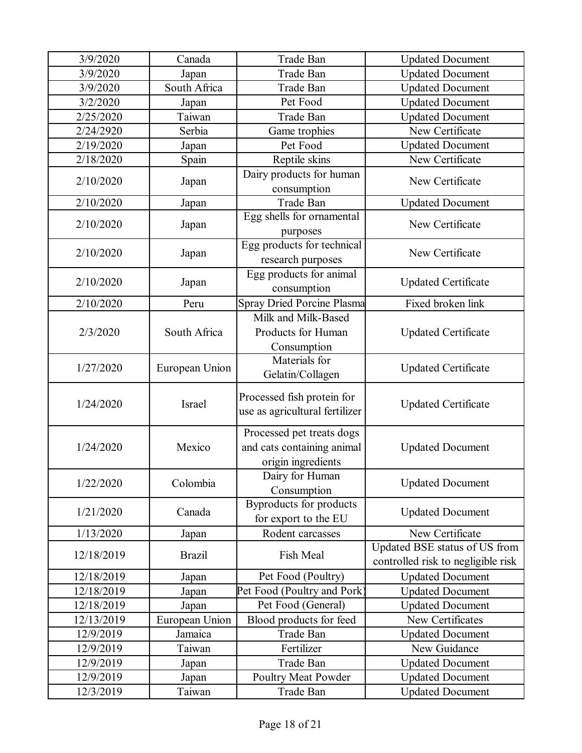| 3/9/2020 | Canada | Trade Ban | Updated Document |
|---|---|---|---|
| 3/9/2020 | Japan | Trade Ban | Updated Document |
| 3/9/2020 | South Africa | Trade Ban | Updated Document |
| 3/2/2020 | Japan | Pet Food | Updated Document |
| 2/25/2020 | Taiwan | Trade Ban | Updated Document |
| 2/24/2920 | Serbia | Game trophies | New Certificate |
| 2/19/2020 | Japan | Pet Food | Updated Document |
| 2/18/2020 | Spain | Reptile skins | New Certificate |
| 2/10/2020 | Japan | Dairy products for human consumption | New Certificate |
| 2/10/2020 | Japan | Trade Ban | Updated Document |
| 2/10/2020 | Japan | Egg shells for ornamental purposes | New Certificate |
| 2/10/2020 | Japan | Egg products for technical research purposes | New Certificate |
| 2/10/2020 | Japan | Egg products for animal consumption | Updated Certificate |
| 2/10/2020 | Peru | Spray Dried Porcine Plasma | Fixed broken link |
| 2/3/2020 | South Africa | Milk and Milk-Based Products for Human Consumption | Updated Certificate |
| 1/27/2020 | European Union | Materials for Gelatin/Collagen | Updated Certificate |
| 1/24/2020 | Israel | Processed fish protein for use as agricultural fertilizer | Updated Certificate |
| 1/24/2020 | Mexico | Processed pet treats dogs and cats containing animal origin ingredients | Updated Document |
| 1/22/2020 | Colombia | Dairy for Human Consumption | Updated Document |
| 1/21/2020 | Canada | Byproducts for products for export to the EU | Updated Document |
| 1/13/2020 | Japan | Rodent carcasses | New Certificate |
| 12/18/2019 | Brazil | Fish Meal | Updated BSE status of US from controlled risk to negligible risk |
| 12/18/2019 | Japan | Pet Food (Poultry) | Updated Document |
| 12/18/2019 | Japan | Pet Food (Poultry and Pork) | Updated Document |
| 12/18/2019 | Japan | Pet Food (General) | Updated Document |
| 12/13/2019 | European Union | Blood products for feed | New Certificates |
| 12/9/2019 | Jamaica | Trade Ban | Updated Document |
| 12/9/2019 | Taiwan | Fertilizer | New Guidance |
| 12/9/2019 | Japan | Trade Ban | Updated Document |
| 12/9/2019 | Japan | Poultry Meat Powder | Updated Document |
| 12/3/2019 | Taiwan | Trade Ban | Updated Document |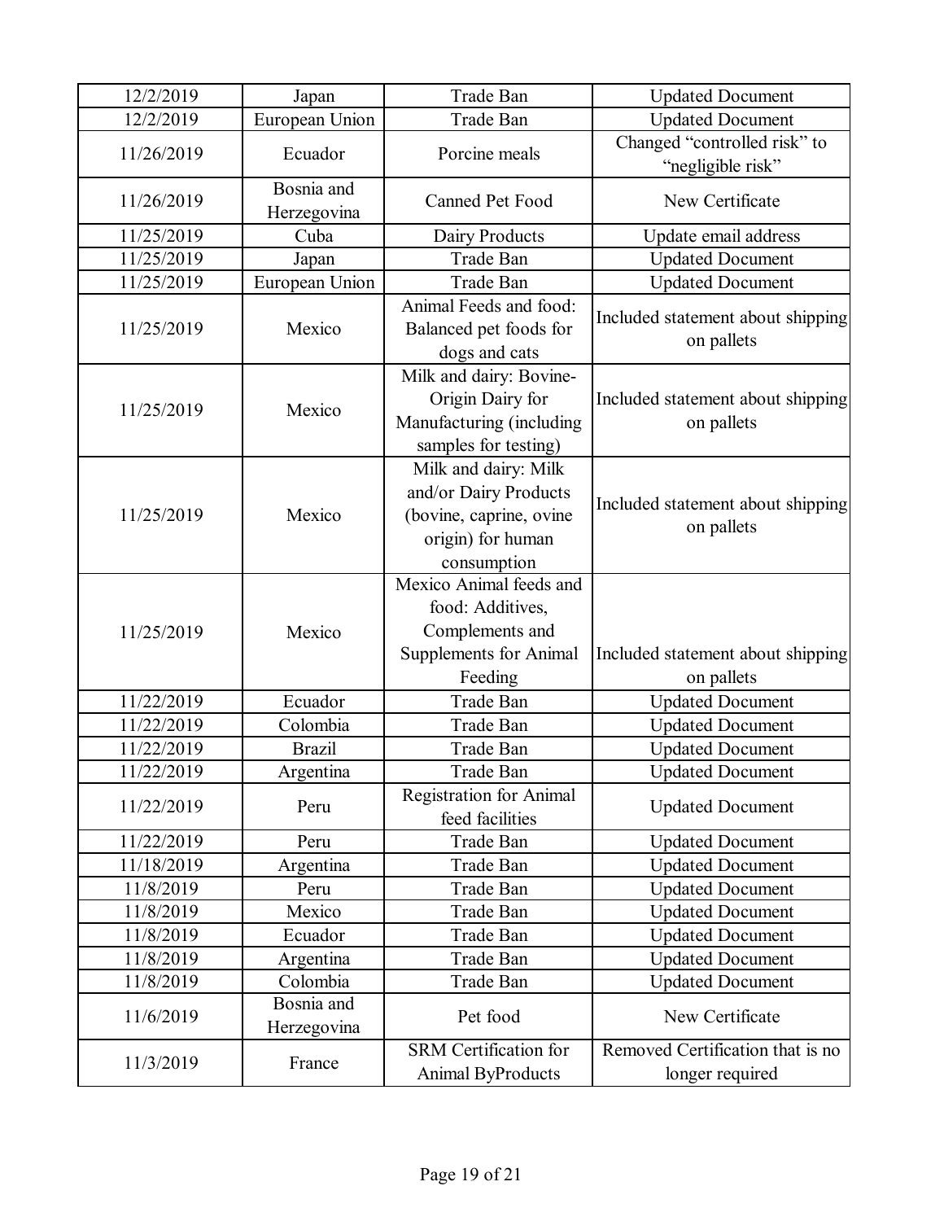| 12/2/2019 | Japan | Trade Ban | Updated Document |
|---|---|---|---|
| 12/2/2019 | European Union | Trade Ban | Updated Document |
| 11/26/2019 | Ecuador | Porcine meals | Changed “controlled risk” to “negligible risk” |
| 11/26/2019 | Bosnia and Herzegovina | Canned Pet Food | New Certificate |
| 11/25/2019 | Cuba | Dairy Products | Update email address |
| 11/25/2019 | Japan | Trade Ban | Updated Document |
| 11/25/2019 | European Union | Trade Ban | Updated Document |
| 11/25/2019 | Mexico | Animal Feeds and food: Balanced pet foods for dogs and cats | Included statement about shipping on pallets |
| 11/25/2019 | Mexico | Milk and dairy: Bovine-Origin Dairy for Manufacturing (including samples for testing) | Included statement about shipping on pallets |
| 11/25/2019 | Mexico | Milk and dairy: Milk and/or Dairy Products (bovine, caprine, ovine origin) for human consumption | Included statement about shipping on pallets |
| 11/25/2019 | Mexico | Mexico Animal feeds and food: Additives, Complements and Supplements for Animal Feeding | Included statement about shipping on pallets |
| 11/22/2019 | Ecuador | Trade Ban | Updated Document |
| 11/22/2019 | Colombia | Trade Ban | Updated Document |
| 11/22/2019 | Brazil | Trade Ban | Updated Document |
| 11/22/2019 | Argentina | Trade Ban | Updated Document |
| 11/22/2019 | Peru | Registration for Animal feed facilities | Updated Document |
| 11/22/2019 | Peru | Trade Ban | Updated Document |
| 11/18/2019 | Argentina | Trade Ban | Updated Document |
| 11/8/2019 | Peru | Trade Ban | Updated Document |
| 11/8/2019 | Mexico | Trade Ban | Updated Document |
| 11/8/2019 | Ecuador | Trade Ban | Updated Document |
| 11/8/2019 | Argentina | Trade Ban | Updated Document |
| 11/8/2019 | Colombia | Trade Ban | Updated Document |
| 11/6/2019 | Bosnia and Herzegovina | Pet food | New Certificate |
| 11/3/2019 | France | SRM Certification for Animal ByProducts | Removed Certification that is no longer required |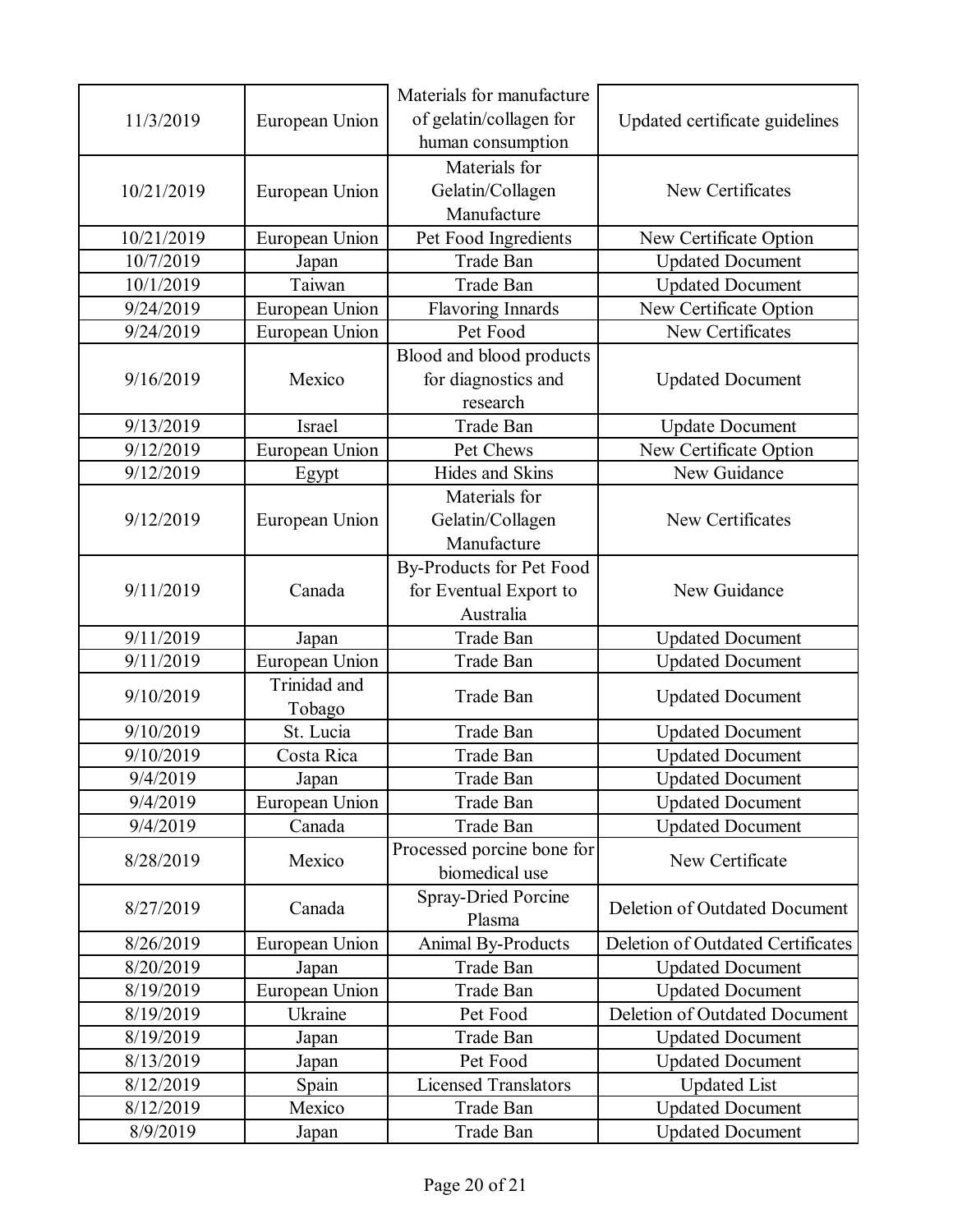| | | | |
|---|---|---|---|
| 11/3/2019 | European Union | Materials for manufacture of gelatin/collagen for human consumption | Updated certificate guidelines |
| 10/21/2019 | European Union | Materials for Gelatin/Collagen Manufacture | New Certificates |
| 10/21/2019 | European Union | Pet Food Ingredients | New Certificate Option |
| 10/7/2019 | Japan | Trade Ban | Updated Document |
| 10/1/2019 | Taiwan | Trade Ban | Updated Document |
| 9/24/2019 | European Union | Flavoring Innards | New Certificate Option |
| 9/24/2019 | European Union | Pet Food | New Certificates |
| 9/16/2019 | Mexico | Blood and blood products for diagnostics and research | Updated Document |
| 9/13/2019 | Israel | Trade Ban | Update Document |
| 9/12/2019 | European Union | Pet Chews | New Certificate Option |
| 9/12/2019 | Egypt | Hides and Skins | New Guidance |
| 9/12/2019 | European Union | Materials for Gelatin/Collagen Manufacture | New Certificates |
| 9/11/2019 | Canada | By-Products for Pet Food for Eventual Export to Australia | New Guidance |
| 9/11/2019 | Japan | Trade Ban | Updated Document |
| 9/11/2019 | European Union | Trade Ban | Updated Document |
| 9/10/2019 | Trinidad and Tobago | Trade Ban | Updated Document |
| 9/10/2019 | St. Lucia | Trade Ban | Updated Document |
| 9/10/2019 | Costa Rica | Trade Ban | Updated Document |
| 9/4/2019 | Japan | Trade Ban | Updated Document |
| 9/4/2019 | European Union | Trade Ban | Updated Document |
| 9/4/2019 | Canada | Trade Ban | Updated Document |
| 8/28/2019 | Mexico | Processed porcine bone for biomedical use | New Certificate |
| 8/27/2019 | Canada | Spray-Dried Porcine Plasma | Deletion of Outdated Document |
| 8/26/2019 | European Union | Animal By-Products | Deletion of Outdated Certificates |
| 8/20/2019 | Japan | Trade Ban | Updated Document |
| 8/19/2019 | European Union | Trade Ban | Updated Document |
| 8/19/2019 | Ukraine | Pet Food | Deletion of Outdated Document |
| 8/19/2019 | Japan | Trade Ban | Updated Document |
| 8/13/2019 | Japan | Pet Food | Updated Document |
| 8/12/2019 | Spain | Licensed Translators | Updated List |
| 8/12/2019 | Mexico | Trade Ban | Updated Document |
| 8/9/2019 | Japan | Trade Ban | Updated Document |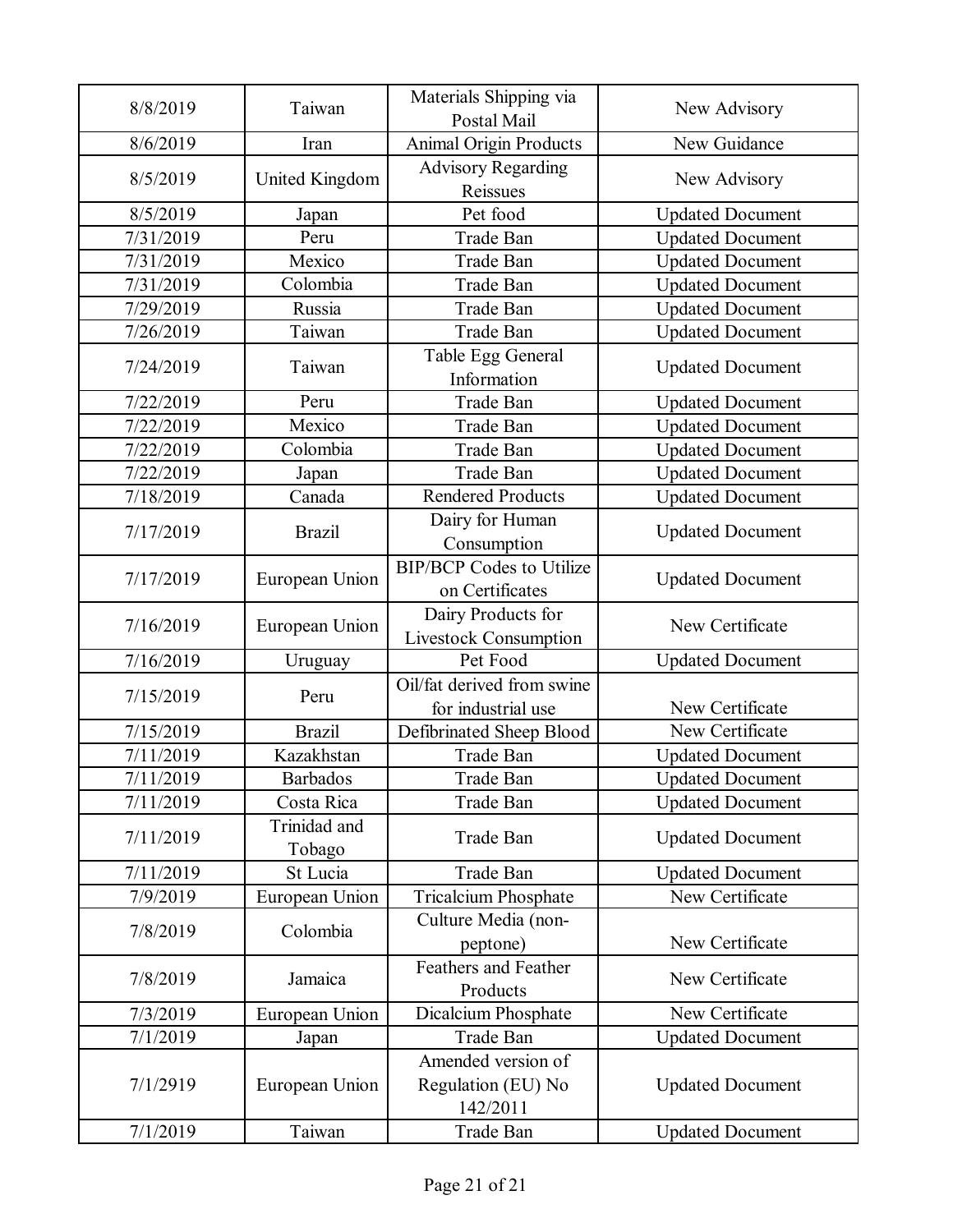| | | | |
|---|---|---|---|
| 8/8/2019 | Taiwan | Materials Shipping via Postal Mail | New Advisory |
| 8/6/2019 | Iran | Animal Origin Products | New Guidance |
| 8/5/2019 | United Kingdom | Advisory Regarding Reissues | New Advisory |
| 8/5/2019 | Japan | Pet food | Updated Document |
| 7/31/2019 | Peru | Trade Ban | Updated Document |
| 7/31/2019 | Mexico | Trade Ban | Updated Document |
| 7/31/2019 | Colombia | Trade Ban | Updated Document |
| 7/29/2019 | Russia | Trade Ban | Updated Document |
| 7/26/2019 | Taiwan | Trade Ban | Updated Document |
| 7/24/2019 | Taiwan | Table Egg General Information | Updated Document |
| 7/22/2019 | Peru | Trade Ban | Updated Document |
| 7/22/2019 | Mexico | Trade Ban | Updated Document |
| 7/22/2019 | Colombia | Trade Ban | Updated Document |
| 7/22/2019 | Japan | Trade Ban | Updated Document |
| 7/18/2019 | Canada | Rendered Products | Updated Document |
| 7/17/2019 | Brazil | Dairy for Human Consumption | Updated Document |
| 7/17/2019 | European Union | BIP/BCP Codes to Utilize on Certificates | Updated Document |
| 7/16/2019 | European Union | Dairy Products for Livestock Consumption | New Certificate |
| 7/16/2019 | Uruguay | Pet Food | Updated Document |
| 7/15/2019 | Peru | Oil/fat derived from swine for industrial use | New Certificate |
| 7/15/2019 | Brazil | Defibrinated Sheep Blood | New Certificate |
| 7/11/2019 | Kazakhstan | Trade Ban | Updated Document |
| 7/11/2019 | Barbados | Trade Ban | Updated Document |
| 7/11/2019 | Costa Rica | Trade Ban | Updated Document |
| 7/11/2019 | Trinidad and Tobago | Trade Ban | Updated Document |
| 7/11/2019 | St Lucia | Trade Ban | Updated Document |
| 7/9/2019 | European Union | Tricalcium Phosphate | New Certificate |
| 7/8/2019 | Colombia | Culture Media (non-peptone) | New Certificate |
| 7/8/2019 | Jamaica | Feathers and Feather Products | New Certificate |
| 7/3/2019 | European Union | Dicalcium Phosphate | New Certificate |
| 7/1/2019 | Japan | Trade Ban | Updated Document |
| 7/1/2919 | European Union | Amended version of Regulation (EU) No 142/2011 | Updated Document |
| 7/1/2019 | Taiwan | Trade Ban | Updated Document |